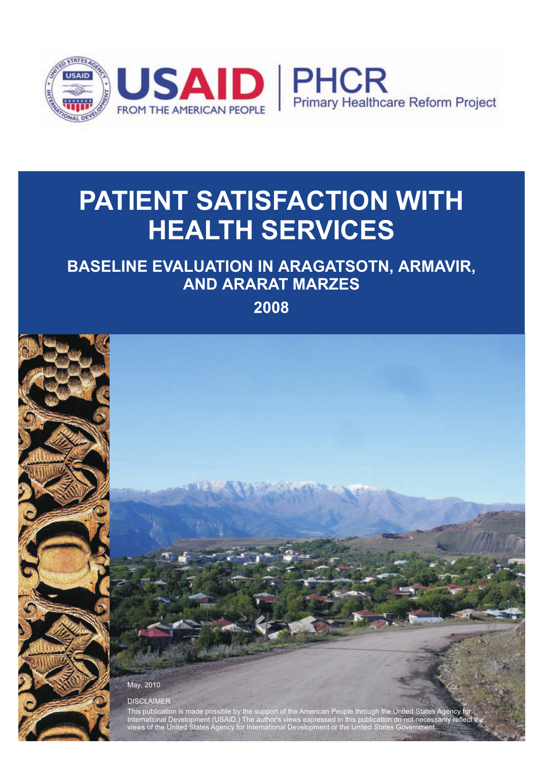USAID FROM THE AMERICAN PEOPLE | PHCR Primary Healthcare Reform Project

# PATIENT SATISFACTION WITH HEALTH SERVICES

## BASELINE EVALUATION IN ARAGATSOTN, ARMAVIR, AND ARARAT MARZES

## 2008

May, 2010

DISCLAIMER

This publication is made possible by the support of the American People through the United States Agency for International Development (USAID.) The author's views expressed in this publication do not necessarily reflect the views of the United States Agency for International Development or the United States Government.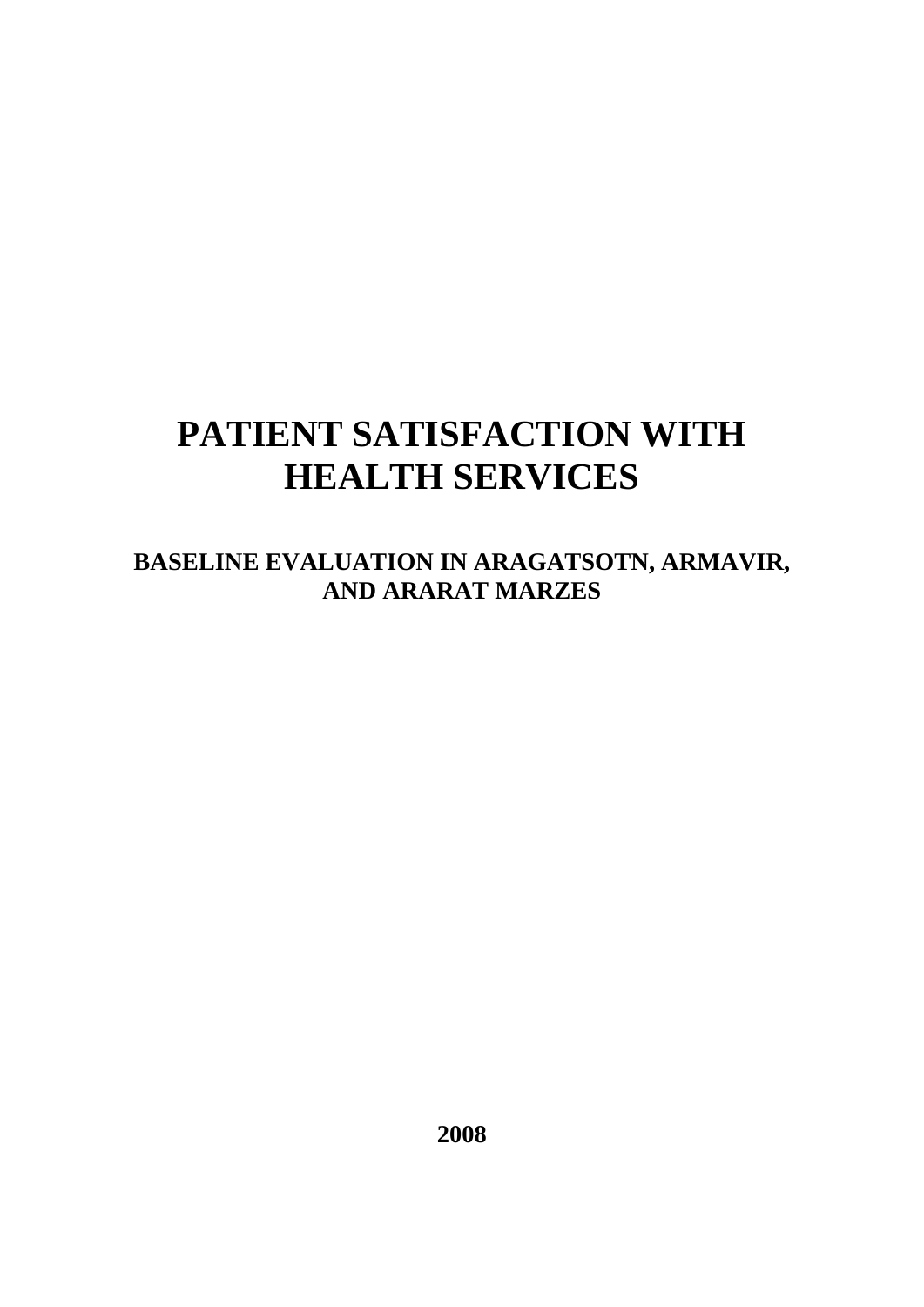# PATIENT SATISFACTION WITH HEALTH SERVICES

## BASELINE EVALUATION IN ARAGATSOTN, ARMAVIR, AND ARARAT MARZES

**2008**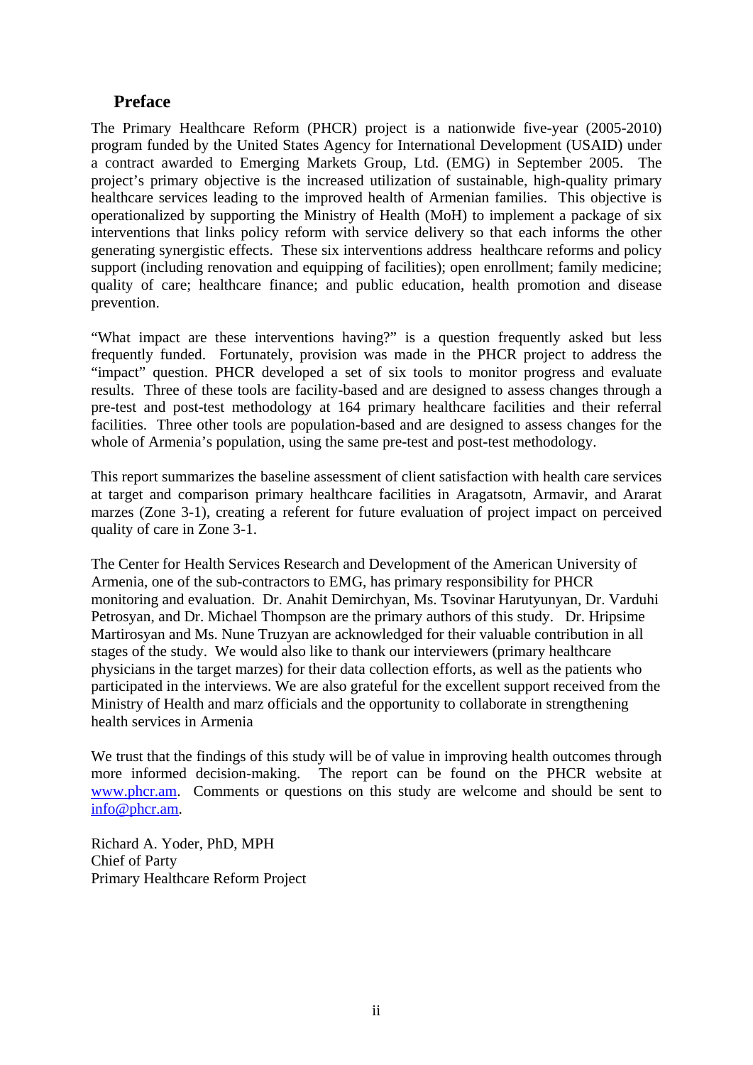## Preface

The Primary Healthcare Reform (PHCR) project is a nationwide five-year (2005-2010) program funded by the United States Agency for International Development (USAID) under a contract awarded to Emerging Markets Group, Ltd. (EMG) in September 2005. The project's primary objective is the increased utilization of sustainable, high-quality primary healthcare services leading to the improved health of Armenian families. This objective is operationalized by supporting the Ministry of Health (MoH) to implement a package of six interventions that links policy reform with service delivery so that each informs the other generating synergistic effects. These six interventions address healthcare reforms and policy support (including renovation and equipping of facilities); open enrollment; family medicine; quality of care; healthcare finance; and public education, health promotion and disease prevention.

"What impact are these interventions having?" is a question frequently asked but less frequently funded. Fortunately, provision was made in the PHCR project to address the "impact" question. PHCR developed a set of six tools to monitor progress and evaluate results. Three of these tools are facility-based and are designed to assess changes through a pre-test and post-test methodology at 164 primary healthcare facilities and their referral facilities. Three other tools are population-based and are designed to assess changes for the whole of Armenia's population, using the same pre-test and post-test methodology.

This report summarizes the baseline assessment of client satisfaction with health care services at target and comparison primary healthcare facilities in Aragatsotn, Armavir, and Ararat marzes (Zone 3-1), creating a referent for future evaluation of project impact on perceived quality of care in Zone 3-1.

The Center for Health Services Research and Development of the American University of Armenia, one of the sub-contractors to EMG, has primary responsibility for PHCR monitoring and evaluation. Dr. Anahit Demirchyan, Ms. Tsovinar Harutyunyan, Dr. Varduhi Petrosyan, and Dr. Michael Thompson are the primary authors of this study. Dr. Hripsime Martirosyan and Ms. Nune Truzyan are acknowledged for their valuable contribution in all stages of the study. We would also like to thank our interviewers (primary healthcare physicians in the target marzes) for their data collection efforts, as well as the patients who participated in the interviews. We are also grateful for the excellent support received from the Ministry of Health and marz officials and the opportunity to collaborate in strengthening health services in Armenia

We trust that the findings of this study will be of value in improving health outcomes through more informed decision-making. The report can be found on the PHCR website at www.phcr.am. Comments or questions on this study are welcome and should be sent to info@phcr.am.

Richard A. Yoder, PhD, MPH
Chief of Party
Primary Healthcare Reform Project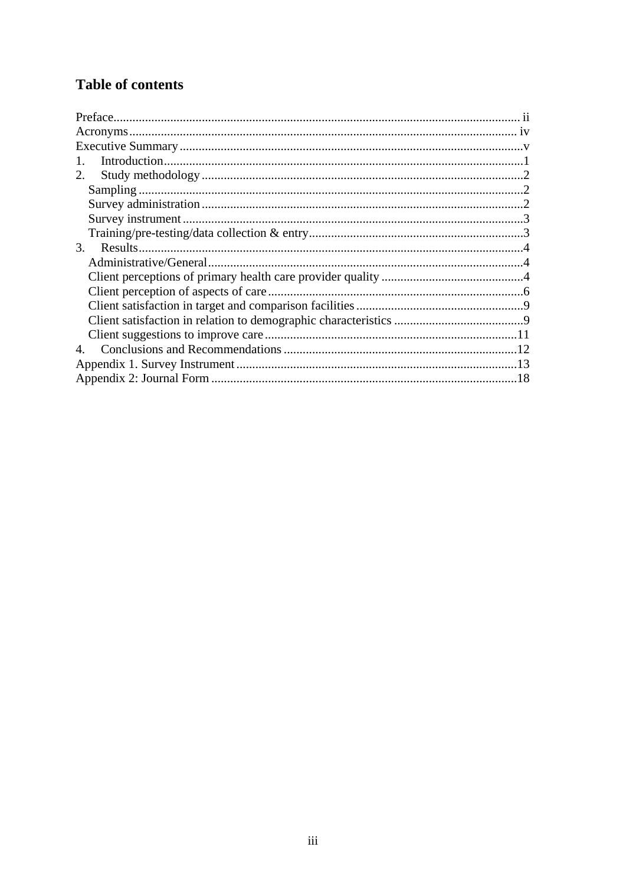## Table of contents

Preface................................................................................................................... ii
Acronyms............................................................................................................. iv
Executive Summary..............................................................................................v
1. Introduction.......................................................................................................1
2. Study methodology............................................................................................2
   Sampling...........................................................................................................2
   Survey administration.......................................................................................2
   Survey instrument.............................................................................................3
   Training/pre-testing/data collection & entry.....................................................3
3. Results...............................................................................................................4
   Administrative/General.....................................................................................4
   Client perceptions of primary health care provider quality..............................4
   Client perception of aspects of care..................................................................6
   Client satisfaction in target and comparison facilities......................................9
   Client satisfaction in relation to demographic characteristics..........................9
   Client suggestions to improve care..................................................................11
4. Conclusions and Recommendations................................................................12
Appendix 1. Survey Instrument..........................................................................13
Appendix 2: Journal Form..................................................................................18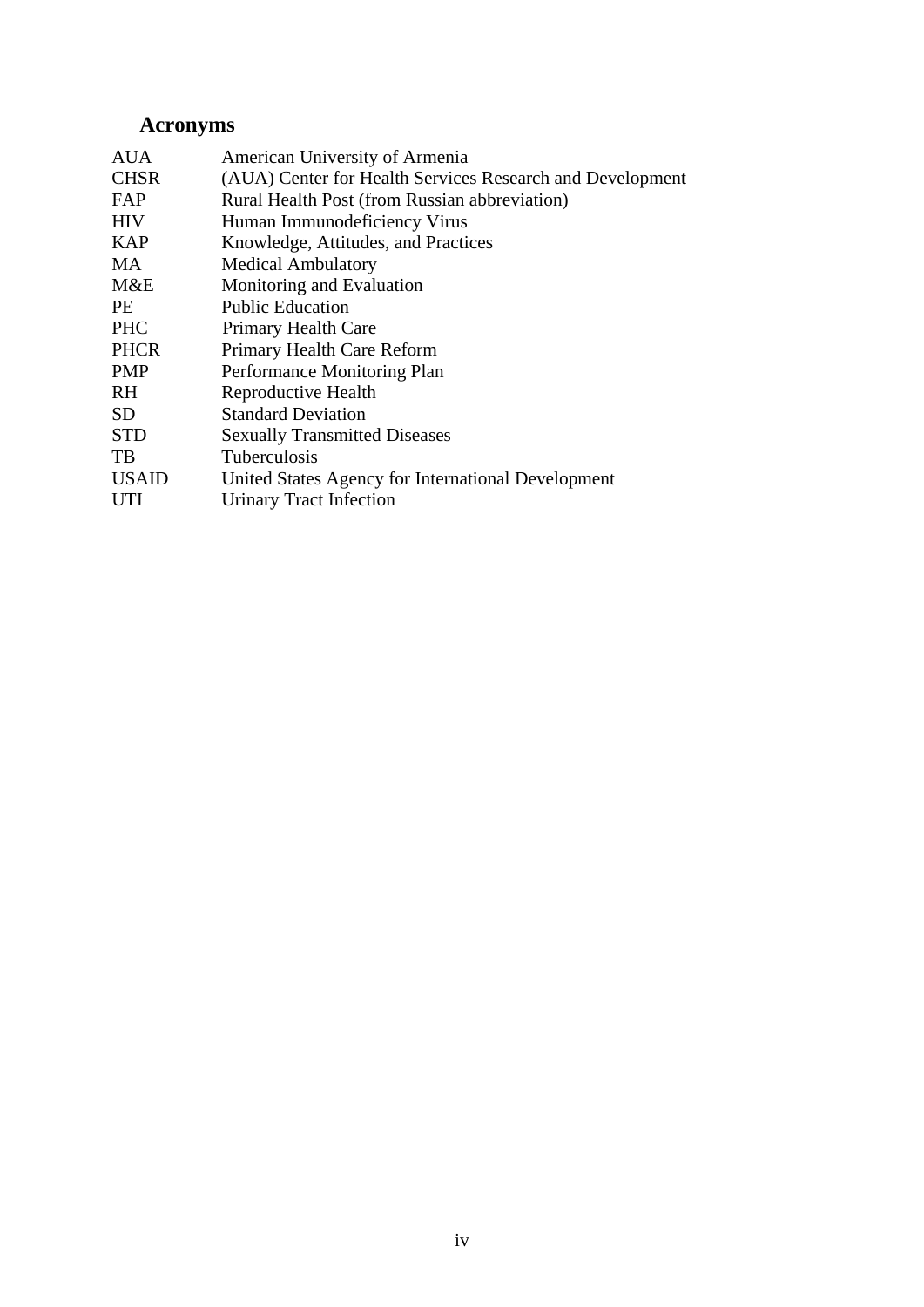## Acronyms

| | |
|---|---|
| AUA | American University of Armenia |
| CHSR | (AUA) Center for Health Services Research and Development |
| FAP | Rural Health Post (from Russian abbreviation) |
| HIV | Human Immunodeficiency Virus |
| KAP | Knowledge, Attitudes, and Practices |
| MA | Medical Ambulatory |
| M&E | Monitoring and Evaluation |
| PE | Public Education |
| PHC | Primary Health Care |
| PHCR | Primary Health Care Reform |
| PMP | Performance Monitoring Plan |
| RH | Reproductive Health |
| SD | Standard Deviation |
| STD | Sexually Transmitted Diseases |
| TB | Tuberculosis |
| USAID | United States Agency for International Development |
| UTI | Urinary Tract Infection |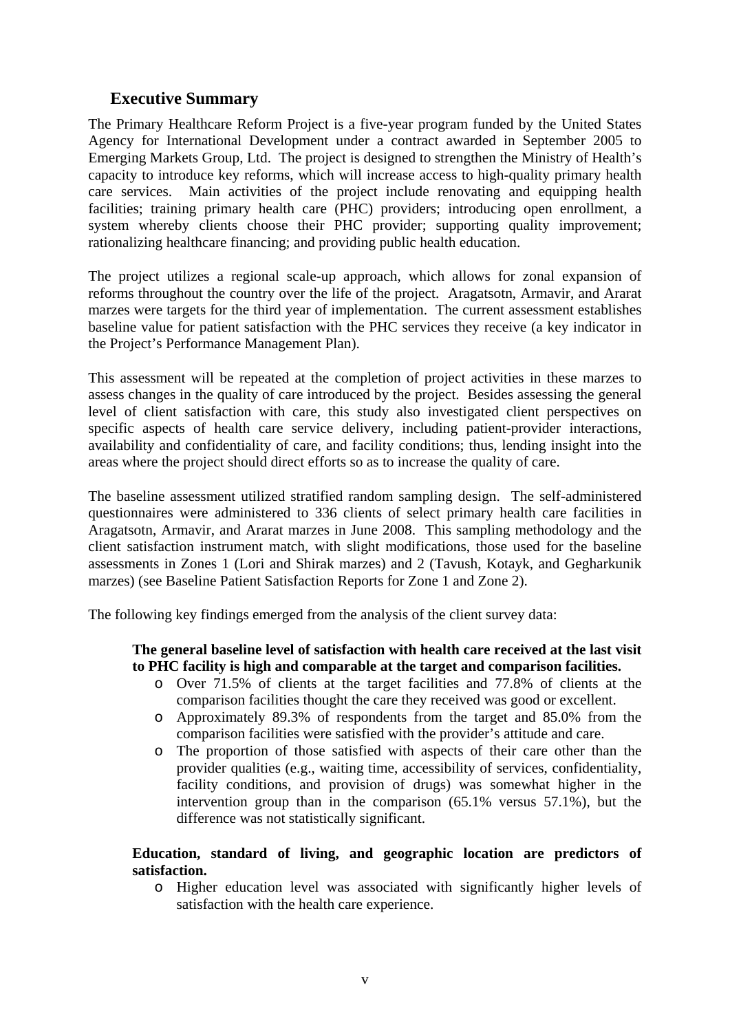## Executive Summary

The Primary Healthcare Reform Project is a five-year program funded by the United States Agency for International Development under a contract awarded in September 2005 to Emerging Markets Group, Ltd. The project is designed to strengthen the Ministry of Health's capacity to introduce key reforms, which will increase access to high-quality primary health care services. Main activities of the project include renovating and equipping health facilities; training primary health care (PHC) providers; introducing open enrollment, a system whereby clients choose their PHC provider; supporting quality improvement; rationalizing healthcare financing; and providing public health education.

The project utilizes a regional scale-up approach, which allows for zonal expansion of reforms throughout the country over the life of the project. Aragatsotn, Armavir, and Ararat marzes were targets for the third year of implementation. The current assessment establishes baseline value for patient satisfaction with the PHC services they receive (a key indicator in the Project's Performance Management Plan).

This assessment will be repeated at the completion of project activities in these marzes to assess changes in the quality of care introduced by the project. Besides assessing the general level of client satisfaction with care, this study also investigated client perspectives on specific aspects of health care service delivery, including patient-provider interactions, availability and confidentiality of care, and facility conditions; thus, lending insight into the areas where the project should direct efforts so as to increase the quality of care.

The baseline assessment utilized stratified random sampling design. The self-administered questionnaires were administered to 336 clients of select primary health care facilities in Aragatsotn, Armavir, and Ararat marzes in June 2008. This sampling methodology and the client satisfaction instrument match, with slight modifications, those used for the baseline assessments in Zones 1 (Lori and Shirak marzes) and 2 (Tavush, Kotayk, and Gegharkunik marzes) (see Baseline Patient Satisfaction Reports for Zone 1 and Zone 2).

The following key findings emerged from the analysis of the client survey data:

**The general baseline level of satisfaction with health care received at the last visit to PHC facility is high and comparable at the target and comparison facilities.**

- Over 71.5% of clients at the target facilities and 77.8% of clients at the comparison facilities thought the care they received was good or excellent.
- Approximately 89.3% of respondents from the target and 85.0% from the comparison facilities were satisfied with the provider's attitude and care.
- The proportion of those satisfied with aspects of their care other than the provider qualities (e.g., waiting time, accessibility of services, confidentiality, facility conditions, and provision of drugs) was somewhat higher in the intervention group than in the comparison (65.1% versus 57.1%), but the difference was not statistically significant.

**Education, standard of living, and geographic location are predictors of satisfaction.**

- Higher education level was associated with significantly higher levels of satisfaction with the health care experience.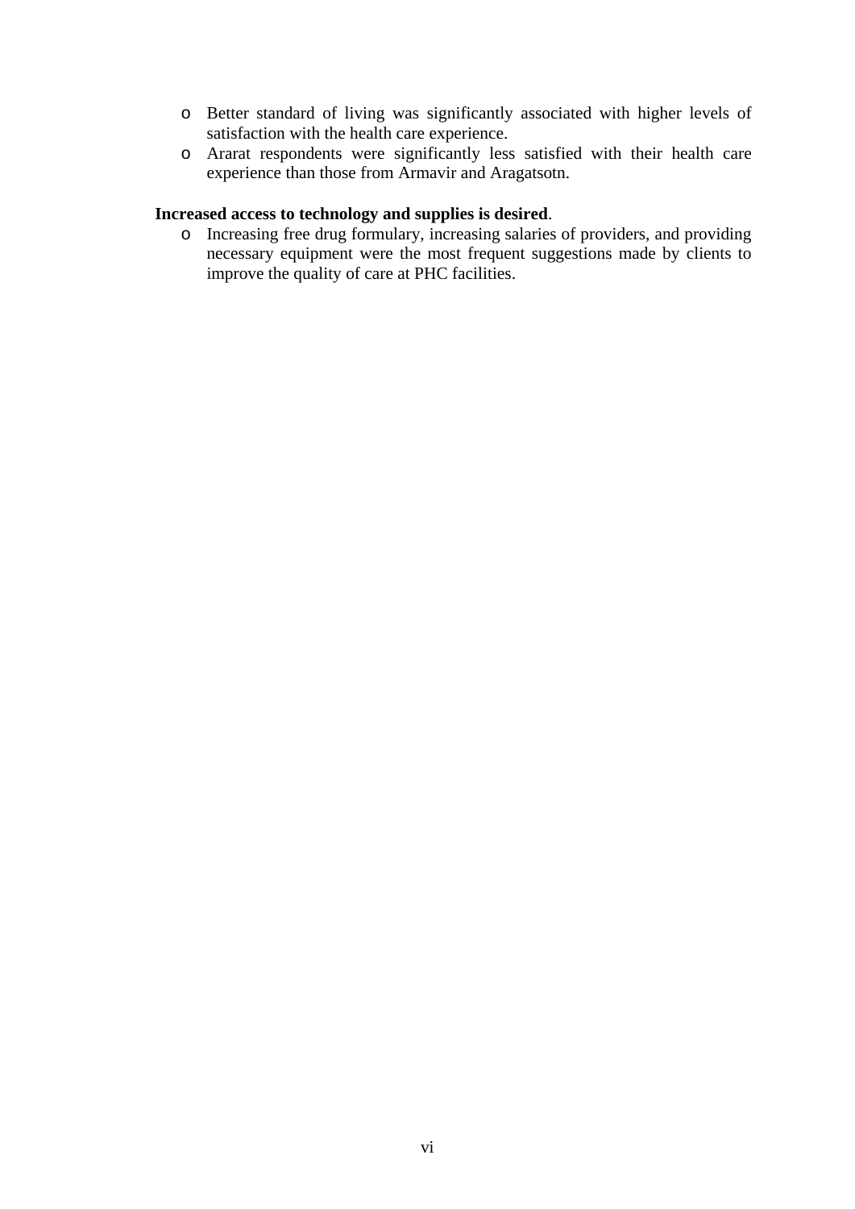- Better standard of living was significantly associated with higher levels of satisfaction with the health care experience.
- Ararat respondents were significantly less satisfied with their health care experience than those from Armavir and Aragatsotn.

**Increased access to technology and supplies is desired**.

- Increasing free drug formulary, increasing salaries of providers, and providing necessary equipment were the most frequent suggestions made by clients to improve the quality of care at PHC facilities.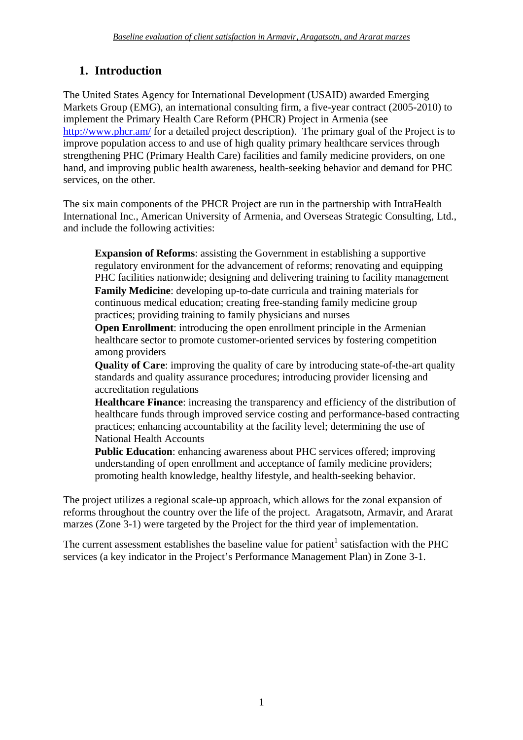## 1. Introduction

The United States Agency for International Development (USAID) awarded Emerging Markets Group (EMG), an international consulting firm, a five-year contract (2005-2010) to implement the Primary Health Care Reform (PHCR) Project in Armenia (see http://www.phcr.am/ for a detailed project description). The primary goal of the Project is to improve population access to and use of high quality primary healthcare services through strengthening PHC (Primary Health Care) facilities and family medicine providers, on one hand, and improving public health awareness, health-seeking behavior and demand for PHC services, on the other.

The six main components of the PHCR Project are run in the partnership with IntraHealth International Inc., American University of Armenia, and Overseas Strategic Consulting, Ltd., and include the following activities:

> **Expansion of Reforms**: assisting the Government in establishing a supportive regulatory environment for the advancement of reforms; renovating and equipping PHC facilities nationwide; designing and delivering training to facility management
>
> **Family Medicine**: developing up-to-date curricula and training materials for continuous medical education; creating free-standing family medicine group practices; providing training to family physicians and nurses
>
> **Open Enrollment**: introducing the open enrollment principle in the Armenian healthcare sector to promote customer-oriented services by fostering competition among providers
>
> **Quality of Care**: improving the quality of care by introducing state-of-the-art quality standards and quality assurance procedures; introducing provider licensing and accreditation regulations
>
> **Healthcare Finance**: increasing the transparency and efficiency of the distribution of healthcare funds through improved service costing and performance-based contracting practices; enhancing accountability at the facility level; determining the use of National Health Accounts
>
> **Public Education**: enhancing awareness about PHC services offered; improving understanding of open enrollment and acceptance of family medicine providers; promoting health knowledge, healthy lifestyle, and health-seeking behavior.

The project utilizes a regional scale-up approach, which allows for the zonal expansion of reforms throughout the country over the life of the project. Aragatsotn, Armavir, and Ararat marzes (Zone 3-1) were targeted by the Project for the third year of implementation.

The current assessment establishes the baseline value for patient[1] satisfaction with the PHC services (a key indicator in the Project's Performance Management Plan) in Zone 3-1.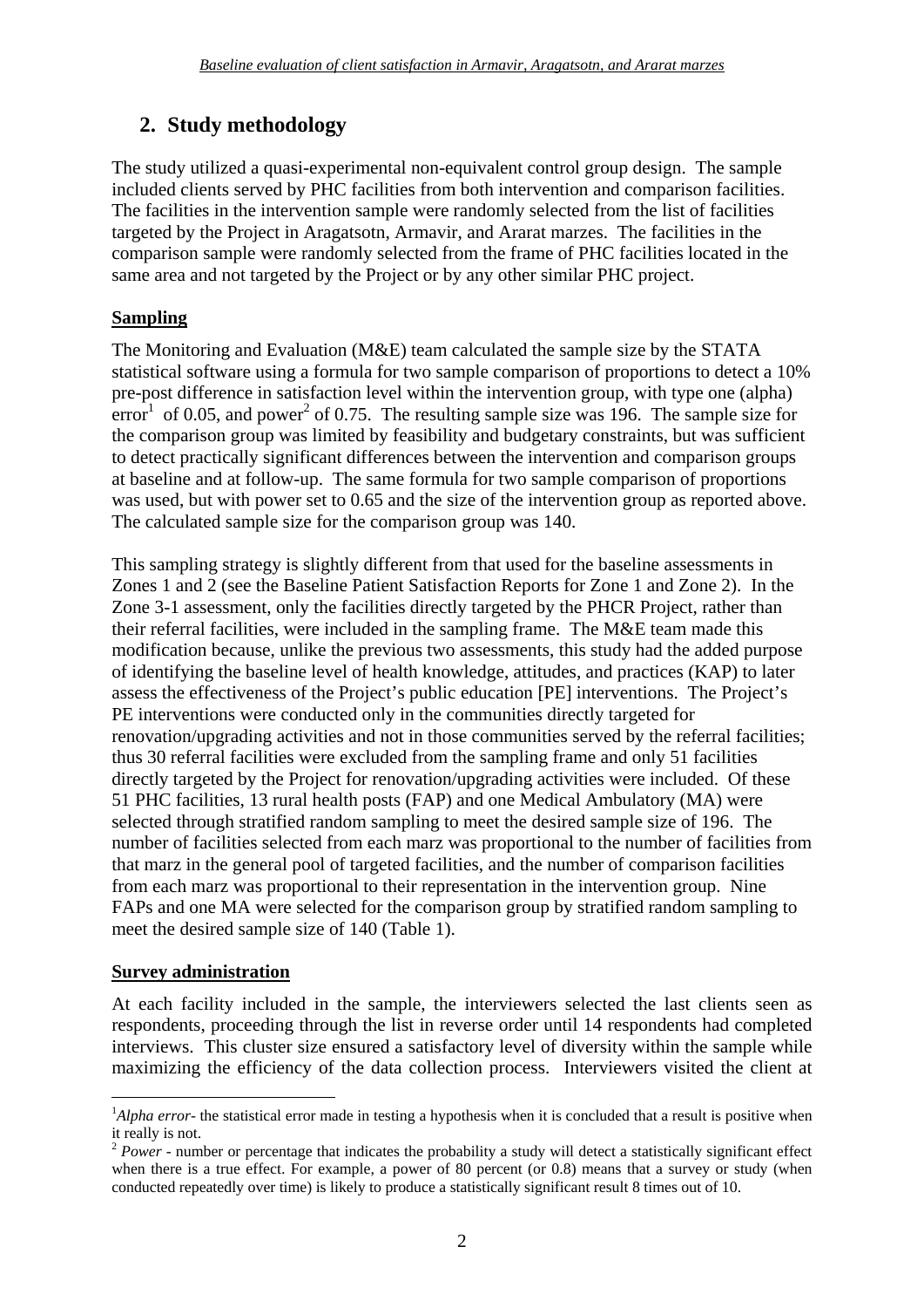## 2. Study methodology

The study utilized a quasi-experimental non-equivalent control group design. The sample included clients served by PHC facilities from both intervention and comparison facilities. The facilities in the intervention sample were randomly selected from the list of facilities targeted by the Project in Aragatsotn, Armavir, and Ararat marzes. The facilities in the comparison sample were randomly selected from the frame of PHC facilities located in the same area and not targeted by the Project or by any other similar PHC project.

**Sampling**

The Monitoring and Evaluation (M&E) team calculated the sample size by the STATA statistical software using a formula for two sample comparison of proportions to detect a 10% pre-post difference in satisfaction level within the intervention group, with type one (alpha) error[1] of 0.05, and power[2] of 0.75. The resulting sample size was 196. The sample size for the comparison group was limited by feasibility and budgetary constraints, but was sufficient to detect practically significant differences between the intervention and comparison groups at baseline and at follow-up. The same formula for two sample comparison of proportions was used, but with power set to 0.65 and the size of the intervention group as reported above. The calculated sample size for the comparison group was 140.

This sampling strategy is slightly different from that used for the baseline assessments in Zones 1 and 2 (see the Baseline Patient Satisfaction Reports for Zone 1 and Zone 2). In the Zone 3-1 assessment, only the facilities directly targeted by the PHCR Project, rather than their referral facilities, were included in the sampling frame. The M&E team made this modification because, unlike the previous two assessments, this study had the added purpose of identifying the baseline level of health knowledge, attitudes, and practices (KAP) to later assess the effectiveness of the Project's public education [PE] interventions. The Project's PE interventions were conducted only in the communities directly targeted for renovation/upgrading activities and not in those communities served by the referral facilities; thus 30 referral facilities were excluded from the sampling frame and only 51 facilities directly targeted by the Project for renovation/upgrading activities were included. Of these 51 PHC facilities, 13 rural health posts (FAP) and one Medical Ambulatory (MA) were selected through stratified random sampling to meet the desired sample size of 196. The number of facilities selected from each marz was proportional to the number of facilities from that marz in the general pool of targeted facilities, and the number of comparison facilities from each marz was proportional to their representation in the intervention group. Nine FAPs and one MA were selected for the comparison group by stratified random sampling to meet the desired sample size of 140 (Table 1).

**Survey administration**

At each facility included in the sample, the interviewers selected the last clients seen as respondents, proceeding through the list in reverse order until 14 respondents had completed interviews. This cluster size ensured a satisfactory level of diversity within the sample while maximizing the efficiency of the data collection process. Interviewers visited the client at

---

[1] *Alpha error*- the statistical error made in testing a hypothesis when it is concluded that a result is positive when it really is not.

[2] *Power* - number or percentage that indicates the probability a study will detect a statistically significant effect when there is a true effect. For example, a power of 80 percent (or 0.8) means that a survey or study (when conducted repeatedly over time) is likely to produce a statistically significant result 8 times out of 10.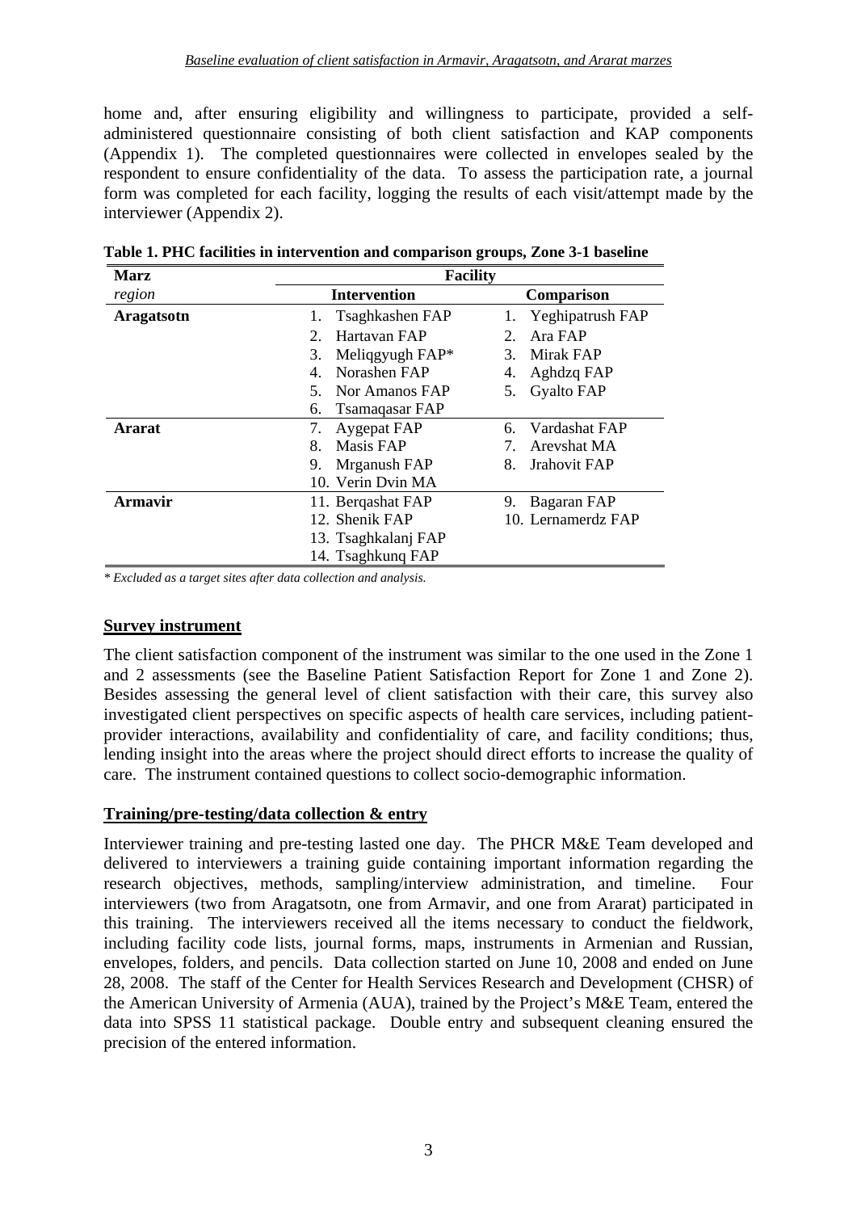home and, after ensuring eligibility and willingness to participate, provided a self-administered questionnaire consisting of both client satisfaction and KAP components (Appendix 1). The completed questionnaires were collected in envelopes sealed by the respondent to ensure confidentiality of the data. To assess the participation rate, a journal form was completed for each facility, logging the results of each visit/attempt made by the interviewer (Appendix 2).

**Table 1. PHC facilities in intervention and comparison groups, Zone 3-1 baseline**

| **Marz** | **Facility** | |
|---|---|---|
| *region* | **Intervention** | **Comparison** |
| **Aragatsotn** | 1. Tsaghkashen FAP | 1. Yeghipatrush FAP |
| | 2. Hartavan FAP | 2. Ara FAP |
| | 3. Meliqgyugh FAP* | 3. Mirak FAP |
| | 4. Norashen FAP | 4. Aghdzq FAP |
| | 5. Nor Amanos FAP | 5. Gyalto FAP |
| | 6. Tsamaqasar FAP | |
| **Ararat** | 7. Aygepat FAP | 6. Vardashat FAP |
| | 8. Masis FAP | 7. Arevshat MA |
| | 9. Mrganush FAP | 8. Jrahovit FAP |
| | 10. Verin Dvin MA | |
| **Armavir** | 11. Berqashat FAP | 9. Bagaran FAP |
| | 12. Shenik FAP | 10. Lernamerdz FAP |
| | 13. Tsaghkalanj FAP | |
| | 14. Tsaghkunq FAP | |

*\* Excluded as a target sites after data collection and analysis.*

## Survey instrument

The client satisfaction component of the instrument was similar to the one used in the Zone 1 and 2 assessments (see the Baseline Patient Satisfaction Report for Zone 1 and Zone 2). Besides assessing the general level of client satisfaction with their care, this survey also investigated client perspectives on specific aspects of health care services, including patient-provider interactions, availability and confidentiality of care, and facility conditions; thus, lending insight into the areas where the project should direct efforts to increase the quality of care. The instrument contained questions to collect socio-demographic information.

## Training/pre-testing/data collection & entry

Interviewer training and pre-testing lasted one day. The PHCR M&E Team developed and delivered to interviewers a training guide containing important information regarding the research objectives, methods, sampling/interview administration, and timeline. Four interviewers (two from Aragatsotn, one from Armavir, and one from Ararat) participated in this training. The interviewers received all the items necessary to conduct the fieldwork, including facility code lists, journal forms, maps, instruments in Armenian and Russian, envelopes, folders, and pencils. Data collection started on June 10, 2008 and ended on June 28, 2008. The staff of the Center for Health Services Research and Development (CHSR) of the American University of Armenia (AUA), trained by the Project's M&E Team, entered the data into SPSS 11 statistical package. Double entry and subsequent cleaning ensured the precision of the entered information.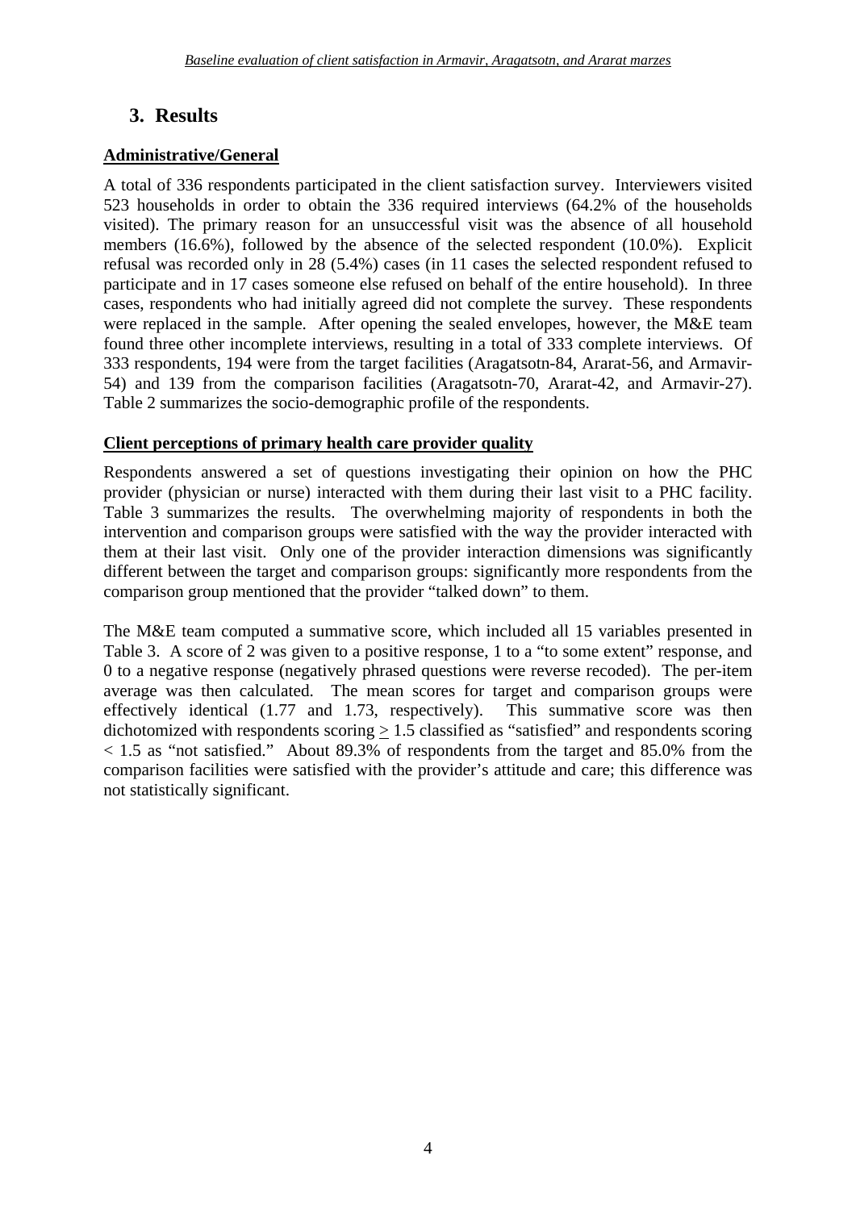# 3. Results

**Administrative/General**

A total of 336 respondents participated in the client satisfaction survey. Interviewers visited 523 households in order to obtain the 336 required interviews (64.2% of the households visited). The primary reason for an unsuccessful visit was the absence of all household members (16.6%), followed by the absence of the selected respondent (10.0%). Explicit refusal was recorded only in 28 (5.4%) cases (in 11 cases the selected respondent refused to participate and in 17 cases someone else refused on behalf of the entire household). In three cases, respondents who had initially agreed did not complete the survey. These respondents were replaced in the sample. After opening the sealed envelopes, however, the M&E team found three other incomplete interviews, resulting in a total of 333 complete interviews. Of 333 respondents, 194 were from the target facilities (Aragatsotn-84, Ararat-56, and Armavir-54) and 139 from the comparison facilities (Aragatsotn-70, Ararat-42, and Armavir-27). Table 2 summarizes the socio-demographic profile of the respondents.

**Client perceptions of primary health care provider quality**

Respondents answered a set of questions investigating their opinion on how the PHC provider (physician or nurse) interacted with them during their last visit to a PHC facility. Table 3 summarizes the results. The overwhelming majority of respondents in both the intervention and comparison groups were satisfied with the way the provider interacted with them at their last visit. Only one of the provider interaction dimensions was significantly different between the target and comparison groups: significantly more respondents from the comparison group mentioned that the provider "talked down" to them.

The M&E team computed a summative score, which included all 15 variables presented in Table 3. A score of 2 was given to a positive response, 1 to a "to some extent" response, and 0 to a negative response (negatively phrased questions were reverse recoded). The per-item average was then calculated. The mean scores for target and comparison groups were effectively identical (1.77 and 1.73, respectively). This summative score was then dichotomized with respondents scoring $\geq 1.5$ classified as "satisfied" and respondents scoring $< 1.5$ as "not satisfied." About 89.3% of respondents from the target and 85.0% from the comparison facilities were satisfied with the provider's attitude and care; this difference was not statistically significant.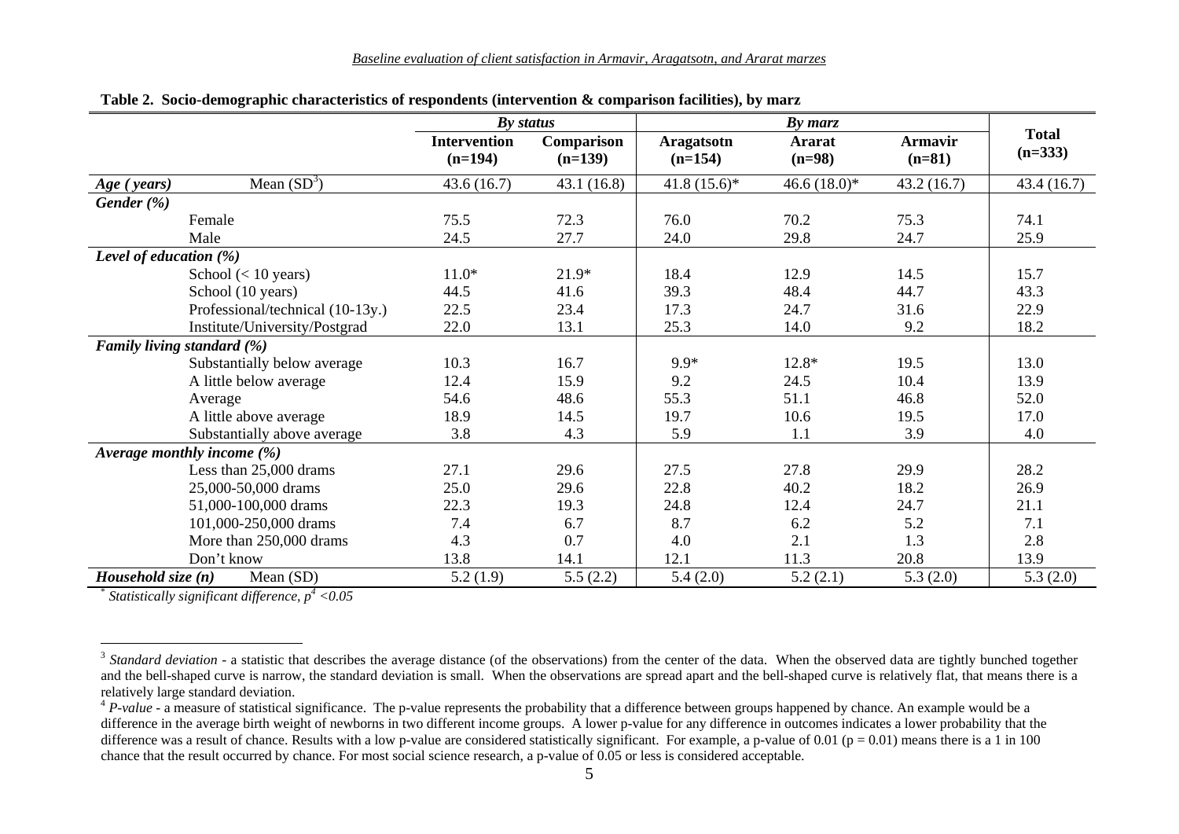**Table 2. Socio-demographic characteristics of respondents (intervention & comparison facilities), by marz**

| | | By status | | By marz | | | Total (n=333) |
|---|---|---|---|---|---|---|---|
| | | Intervention (n=194) | Comparison (n=139) | Aragatsotn (n=154) | Ararat (n=98) | Armavir (n=81) | |
| ***Age (years)*** | Mean (SD[3]) | 43.6 (16.7) | 43.1 (16.8) | 41.8 (15.6)* | 46.6 (18.0)* | 43.2 (16.7) | 43.4 (16.7) |
| ***Gender (%)*** | | | | | | | |
| | Female | 75.5 | 72.3 | 76.0 | 70.2 | 75.3 | 74.1 |
| | Male | 24.5 | 27.7 | 24.0 | 29.8 | 24.7 | 25.9 |
| ***Level of education (%)*** | | | | | | | |
| | School (< 10 years) | 11.0* | 21.9* | 18.4 | 12.9 | 14.5 | 15.7 |
| | School (10 years) | 44.5 | 41.6 | 39.3 | 48.4 | 44.7 | 43.3 |
| | Professional/technical (10-13y.) | 22.5 | 23.4 | 17.3 | 24.7 | 31.6 | 22.9 |
| | Institute/University/Postgrad | 22.0 | 13.1 | 25.3 | 14.0 | 9.2 | 18.2 |
| ***Family living standard (%)*** | | | | | | | |
| | Substantially below average | 10.3 | 16.7 | 9.9* | 12.8* | 19.5 | 13.0 |
| | A little below average | 12.4 | 15.9 | 9.2 | 24.5 | 10.4 | 13.9 |
| | Average | 54.6 | 48.6 | 55.3 | 51.1 | 46.8 | 52.0 |
| | A little above average | 18.9 | 14.5 | 19.7 | 10.6 | 19.5 | 17.0 |
| | Substantially above average | 3.8 | 4.3 | 5.9 | 1.1 | 3.9 | 4.0 |
| ***Average monthly income (%)*** | | | | | | | |
| | Less than 25,000 drams | 27.1 | 29.6 | 27.5 | 27.8 | 29.9 | 28.2 |
| | 25,000-50,000 drams | 25.0 | 29.6 | 22.8 | 40.2 | 18.2 | 26.9 |
| | 51,000-100,000 drams | 22.3 | 19.3 | 24.8 | 12.4 | 24.7 | 21.1 |
| | 101,000-250,000 drams | 7.4 | 6.7 | 8.7 | 6.2 | 5.2 | 7.1 |
| | More than 250,000 drams | 4.3 | 0.7 | 4.0 | 2.1 | 1.3 | 2.8 |
| | Don't know | 13.8 | 14.1 | 12.1 | 11.3 | 20.8 | 13.9 |
| ***Household size (n)*** | Mean (SD) | 5.2 (1.9) | 5.5 (2.2) | 5.4 (2.0) | 5.2 (2.1) | 5.3 (2.0) | 5.3 (2.0) |

*\* Statistically significant difference, p[4] <0.05*

---

[3] *Standard deviation* - a statistic that describes the average distance (of the observations) from the center of the data. When the observed data are tightly bunched together and the bell-shaped curve is narrow, the standard deviation is small. When the observations are spread apart and the bell-shaped curve is relatively flat, that means there is a relatively large standard deviation.

[4] *P-value* - a measure of statistical significance. The p-value represents the probability that a difference between groups happened by chance. An example would be a difference in the average birth weight of newborns in two different income groups. A lower p-value for any difference in outcomes indicates a lower probability that the difference was a result of chance. Results with a low p-value are considered statistically significant. For example, a p-value of 0.01 ($p = 0.01$) means there is a 1 in 100 chance that the result occurred by chance. For most social science research, a p-value of 0.05 or less is considered acceptable.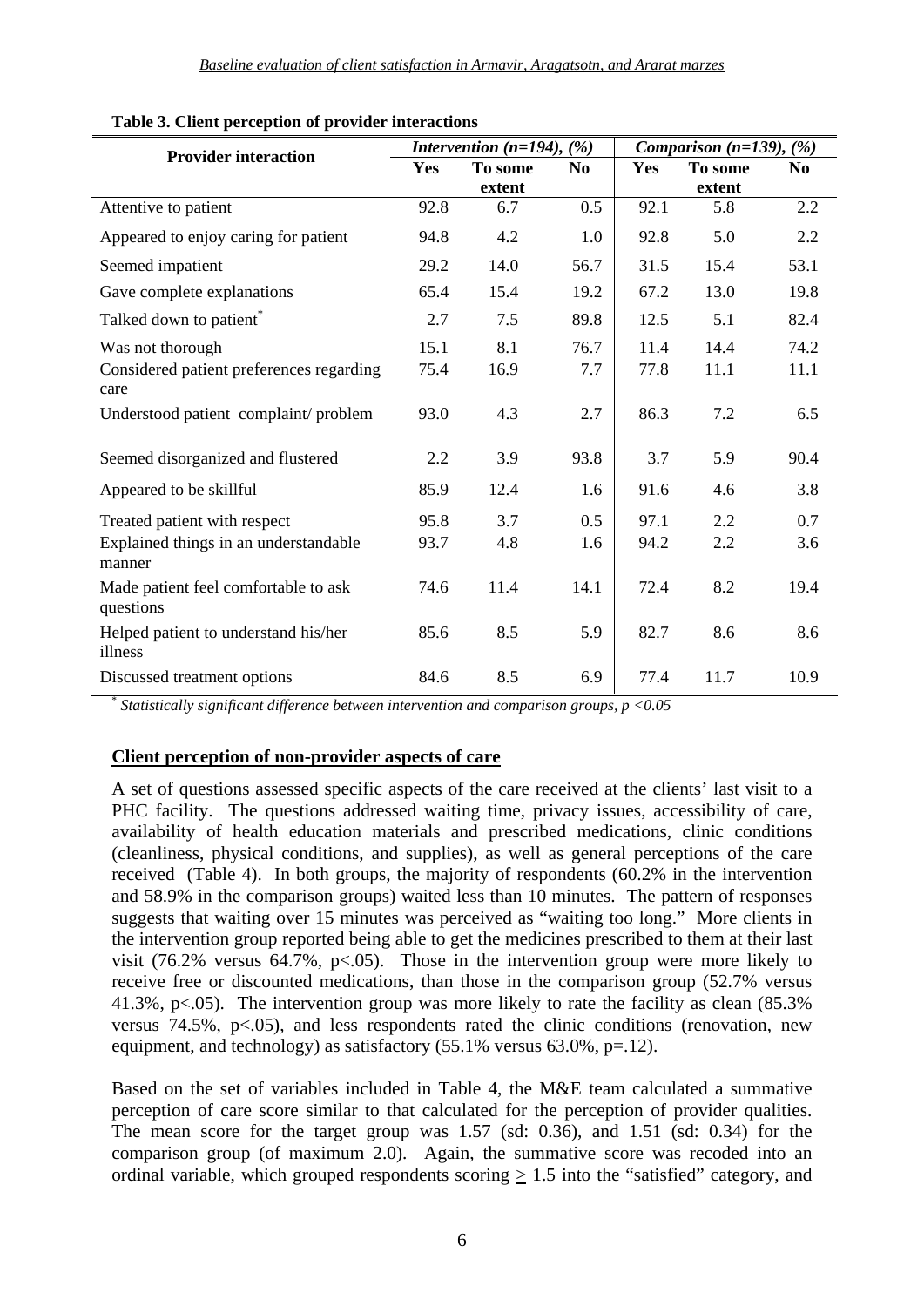**Table 3. Client perception of provider interactions**

| Provider interaction | *Intervention (n=194), (%)* | | | *Comparison (n=139), (%)* | | |
|---|---|---|---|---|---|---|
| | **Yes** | **To some extent** | **No** | **Yes** | **To some extent** | **No** |
| Attentive to patient | 92.8 | 6.7 | 0.5 | 92.1 | 5.8 | 2.2 |
| Appeared to enjoy caring for patient | 94.8 | 4.2 | 1.0 | 92.8 | 5.0 | 2.2 |
| Seemed impatient | 29.2 | 14.0 | 56.7 | 31.5 | 15.4 | 53.1 |
| Gave complete explanations | 65.4 | 15.4 | 19.2 | 67.2 | 13.0 | 19.8 |
| Talked down to patient* | 2.7 | 7.5 | 89.8 | 12.5 | 5.1 | 82.4 |
| Was not thorough | 15.1 | 8.1 | 76.7 | 11.4 | 14.4 | 74.2 |
| Considered patient preferences regarding care | 75.4 | 16.9 | 7.7 | 77.8 | 11.1 | 11.1 |
| Understood patient complaint/ problem | 93.0 | 4.3 | 2.7 | 86.3 | 7.2 | 6.5 |
| Seemed disorganized and flustered | 2.2 | 3.9 | 93.8 | 3.7 | 5.9 | 90.4 |
| Appeared to be skillful | 85.9 | 12.4 | 1.6 | 91.6 | 4.6 | 3.8 |
| Treated patient with respect | 95.8 | 3.7 | 0.5 | 97.1 | 2.2 | 0.7 |
| Explained things in an understandable manner | 93.7 | 4.8 | 1.6 | 94.2 | 2.2 | 3.6 |
| Made patient feel comfortable to ask questions | 74.6 | 11.4 | 14.1 | 72.4 | 8.2 | 19.4 |
| Helped patient to understand his/her illness | 85.6 | 8.5 | 5.9 | 82.7 | 8.6 | 8.6 |
| Discussed treatment options | 84.6 | 8.5 | 6.9 | 77.4 | 11.7 | 10.9 |

\* *Statistically significant difference between intervention and comparison groups, $p < 0.05$*

## Client perception of non-provider aspects of care

A set of questions assessed specific aspects of the care received at the clients' last visit to a PHC facility. The questions addressed waiting time, privacy issues, accessibility of care, availability of health education materials and prescribed medications, clinic conditions (cleanliness, physical conditions, and supplies), as well as general perceptions of the care received (Table 4). In both groups, the majority of respondents (60.2% in the intervention and 58.9% in the comparison groups) waited less than 10 minutes. The pattern of responses suggests that waiting over 15 minutes was perceived as "waiting too long." More clients in the intervention group reported being able to get the medicines prescribed to them at their last visit (76.2% versus 64.7%, $p<.05$). Those in the intervention group were more likely to receive free or discounted medications, than those in the comparison group (52.7% versus 41.3%, $p<.05$). The intervention group was more likely to rate the facility as clean (85.3% versus 74.5%, $p<.05$), and less respondents rated the clinic conditions (renovation, new equipment, and technology) as satisfactory (55.1% versus 63.0%, $p=.12$).

Based on the set of variables included in Table 4, the M&E team calculated a summative perception of care score similar to that calculated for the perception of provider qualities. The mean score for the target group was 1.57 (sd: 0.36), and 1.51 (sd: 0.34) for the comparison group (of maximum 2.0). Again, the summative score was recoded into an ordinal variable, which grouped respondents scoring $\geq$ 1.5 into the "satisfied" category, and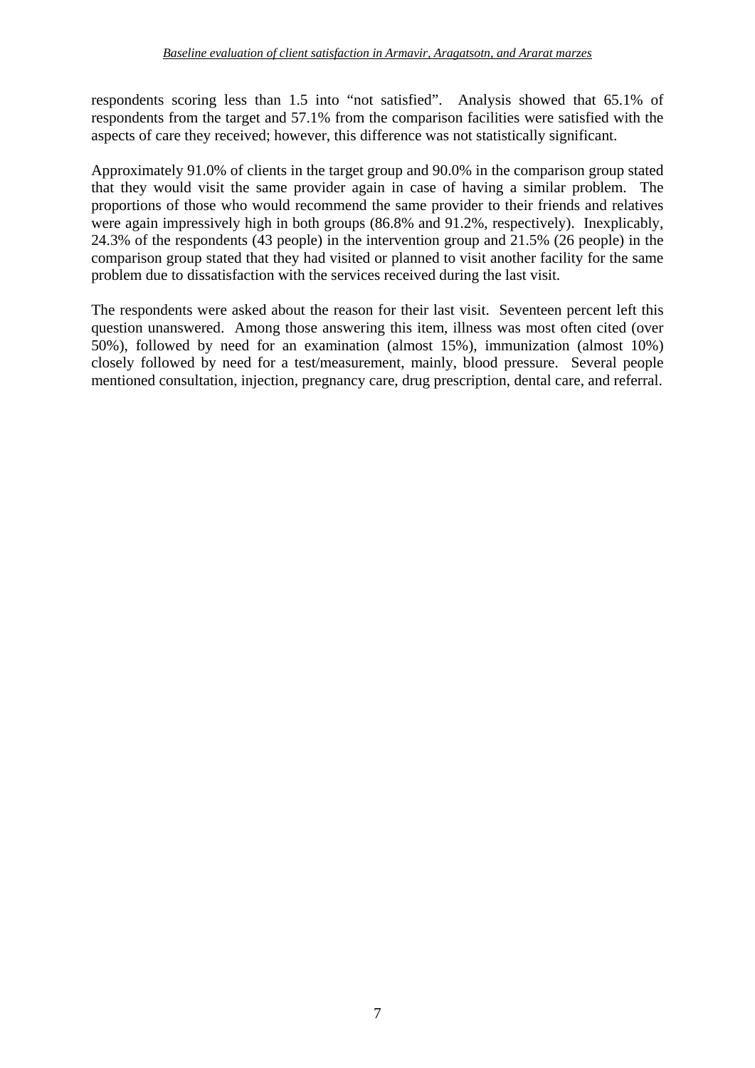respondents scoring less than 1.5 into “not satisfied”. Analysis showed that 65.1% of respondents from the target and 57.1% from the comparison facilities were satisfied with the aspects of care they received; however, this difference was not statistically significant.

Approximately 91.0% of clients in the target group and 90.0% in the comparison group stated that they would visit the same provider again in case of having a similar problem. The proportions of those who would recommend the same provider to their friends and relatives were again impressively high in both groups (86.8% and 91.2%, respectively). Inexplicably, 24.3% of the respondents (43 people) in the intervention group and 21.5% (26 people) in the comparison group stated that they had visited or planned to visit another facility for the same problem due to dissatisfaction with the services received during the last visit.

The respondents were asked about the reason for their last visit. Seventeen percent left this question unanswered. Among those answering this item, illness was most often cited (over 50%), followed by need for an examination (almost 15%), immunization (almost 10%) closely followed by need for a test/measurement, mainly, blood pressure. Several people mentioned consultation, injection, pregnancy care, drug prescription, dental care, and referral.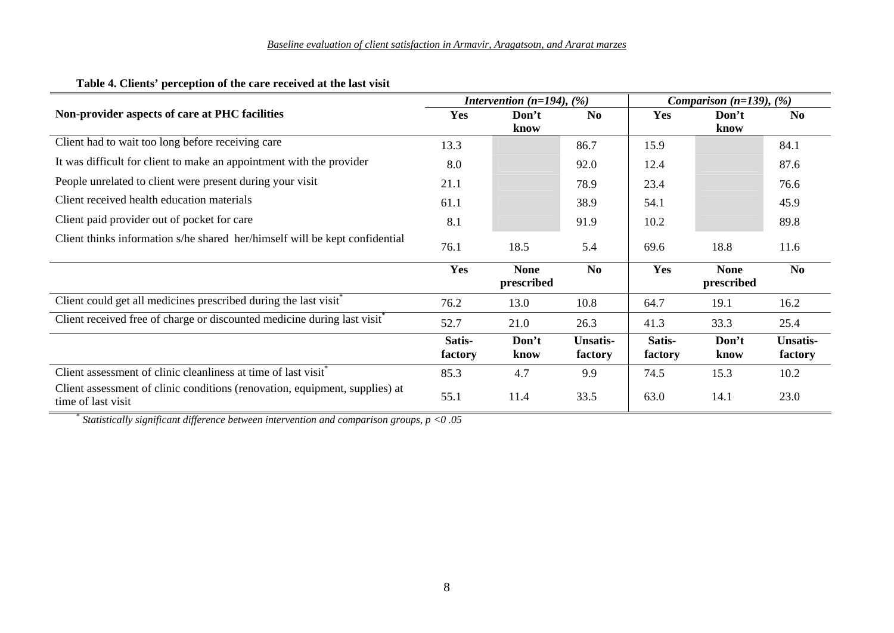**Table 4. Clients' perception of the care received at the last visit**

| Non-provider aspects of care at PHC facilities | *Intervention (n=194), (%)* | | | *Comparison (n=139), (%)* | | |
|---|---|---|---|---|---|---|
| | **Yes** | **Don't know** | **No** | **Yes** | **Don't know** | **No** |
| Client had to wait too long before receiving care | 13.3 | | 86.7 | 15.9 | | 84.1 |
| It was difficult for client to make an appointment with the provider | 8.0 | | 92.0 | 12.4 | | 87.6 |
| People unrelated to client were present during your visit | 21.1 | | 78.9 | 23.4 | | 76.6 |
| Client received health education materials | 61.1 | | 38.9 | 54.1 | | 45.9 |
| Client paid provider out of pocket for care | 8.1 | | 91.9 | 10.2 | | 89.8 |
| Client thinks information s/he shared her/himself will be kept confidential | 76.1 | 18.5 | 5.4 | 69.6 | 18.8 | 11.6 |
| | **Yes** | **None prescribed** | **No** | **Yes** | **None prescribed** | **No** |
| Client could get all medicines prescribed during the last visit* | 76.2 | 13.0 | 10.8 | 64.7 | 19.1 | 16.2 |
| Client received free of charge or discounted medicine during last visit* | 52.7 | 21.0 | 26.3 | 41.3 | 33.3 | 25.4 |
| | **Satis-factory** | **Don't know** | **Unsatis-factory** | **Satis-factory** | **Don't know** | **Unsatis-factory** |
| Client assessment of clinic cleanliness at time of last visit* | 85.3 | 4.7 | 9.9 | 74.5 | 15.3 | 10.2 |
| Client assessment of clinic conditions (renovation, equipment, supplies) at time of last visit | 55.1 | 11.4 | 33.5 | 63.0 | 14.1 | 23.0 |

\* *Statistically significant difference between intervention and comparison groups,* $p < 0.05$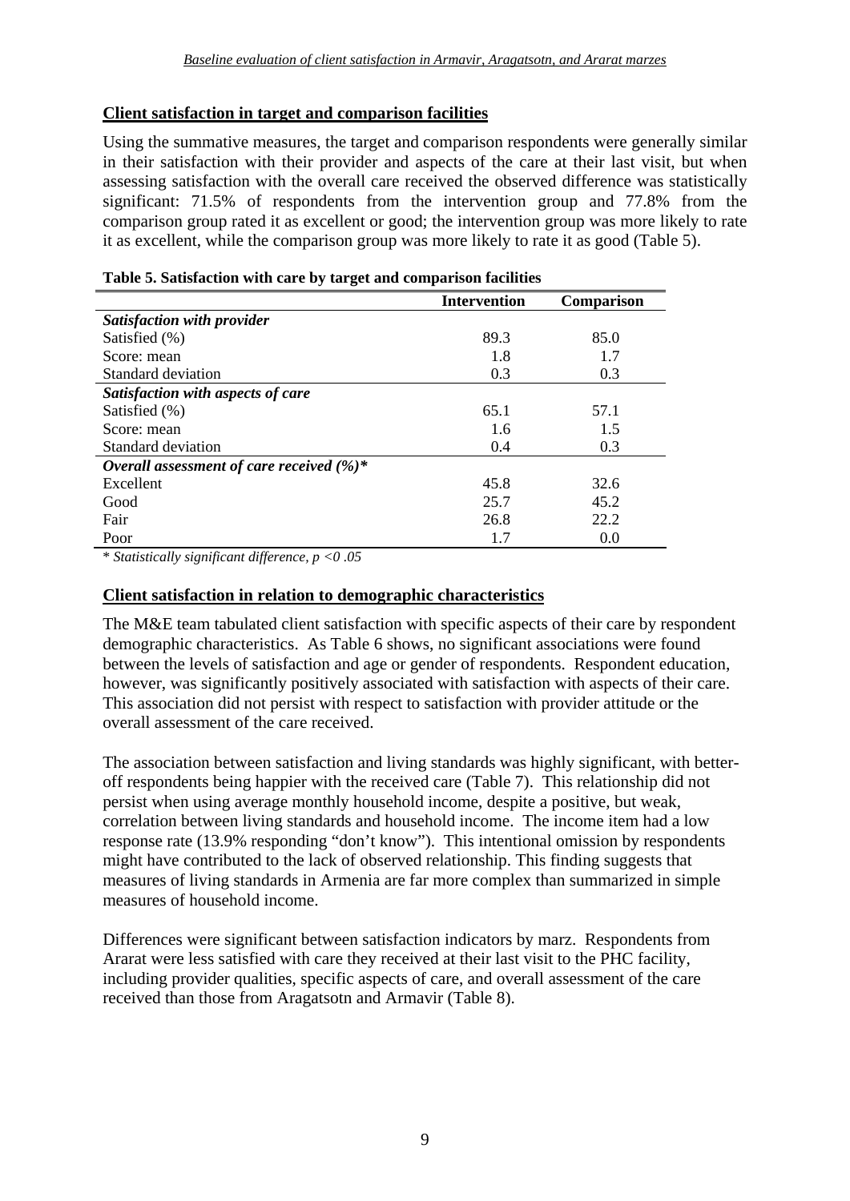## Client satisfaction in target and comparison facilities

Using the summative measures, the target and comparison respondents were generally similar in their satisfaction with their provider and aspects of the care at their last visit, but when assessing satisfaction with the overall care received the observed difference was statistically significant: 71.5% of respondents from the intervention group and 77.8% from the comparison group rated it as excellent or good; the intervention group was more likely to rate it as excellent, while the comparison group was more likely to rate it as good (Table 5).

**Table 5. Satisfaction with care by target and comparison facilities**

| | Intervention | Comparison |
|---|---|---|
| ***Satisfaction with provider*** | | |
| Satisfied (%) | 89.3 | 85.0 |
| Score: mean | 1.8 | 1.7 |
| Standard deviation | 0.3 | 0.3 |
| ***Satisfaction with aspects of care*** | | |
| Satisfied (%) | 65.1 | 57.1 |
| Score: mean | 1.6 | 1.5 |
| Standard deviation | 0.4 | 0.3 |
| ***Overall assessment of care received (%)**** | | |
| Excellent | 45.8 | 32.6 |
| Good | 25.7 | 45.2 |
| Fair | 26.8 | 22.2 |
| Poor | 1.7 | 0.0 |

* *Statistically significant difference, $p < 0.05$*

## Client satisfaction in relation to demographic characteristics

The M&E team tabulated client satisfaction with specific aspects of their care by respondent demographic characteristics. As Table 6 shows, no significant associations were found between the levels of satisfaction and age or gender of respondents. Respondent education, however, was significantly positively associated with satisfaction with aspects of their care. This association did not persist with respect to satisfaction with provider attitude or the overall assessment of the care received.

The association between satisfaction and living standards was highly significant, with better-off respondents being happier with the received care (Table 7). This relationship did not persist when using average monthly household income, despite a positive, but weak, correlation between living standards and household income. The income item had a low response rate (13.9% responding "don't know"). This intentional omission by respondents might have contributed to the lack of observed relationship. This finding suggests that measures of living standards in Armenia are far more complex than summarized in simple measures of household income.

Differences were significant between satisfaction indicators by marz. Respondents from Ararat were less satisfied with care they received at their last visit to the PHC facility, including provider qualities, specific aspects of care, and overall assessment of the care received than those from Aragatsotn and Armavir (Table 8).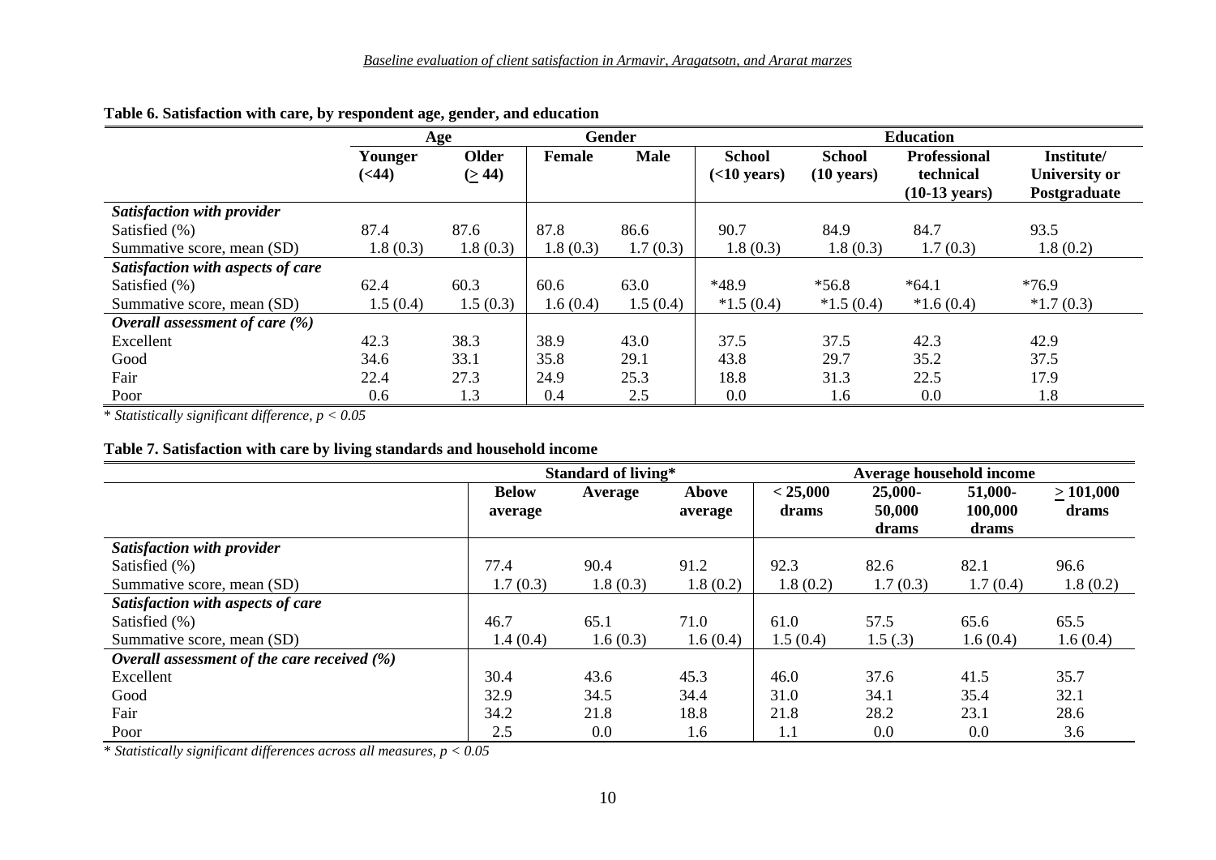**Table 6. Satisfaction with care, by respondent age, gender, and education**

| | Age | | Gender | | Education | | | |
|---|---|---|---|---|---|---|---|---|
| | Younger (<44) | Older (≥ 44) | Female | Male | School (<10 years) | School (10 years) | Professional technical (10-13 years) | Institute/ University or Postgraduate |
| ***Satisfaction with provider*** | | | | | | | | |
| Satisfied (%) | 87.4 | 87.6 | 87.8 | 86.6 | 90.7 | 84.9 | 84.7 | 93.5 |
| Summative score, mean (SD) | 1.8 (0.3) | 1.8 (0.3) | 1.8 (0.3) | 1.7 (0.3) | 1.8 (0.3) | 1.8 (0.3) | 1.7 (0.3) | 1.8 (0.2) |
| ***Satisfaction with aspects of care*** | | | | | | | | |
| Satisfied (%) | 62.4 | 60.3 | 60.6 | 63.0 | *48.9 | *56.8 | *64.1 | *76.9 |
| Summative score, mean (SD) | 1.5 (0.4) | 1.5 (0.3) | 1.6 (0.4) | 1.5 (0.4) | *1.5 (0.4) | *1.5 (0.4) | *1.6 (0.4) | *1.7 (0.3) |
| ***Overall assessment of care (%)*** | | | | | | | | |
| Excellent | 42.3 | 38.3 | 38.9 | 43.0 | 37.5 | 37.5 | 42.3 | 42.9 |
| Good | 34.6 | 33.1 | 35.8 | 29.1 | 43.8 | 29.7 | 35.2 | 37.5 |
| Fair | 22.4 | 27.3 | 24.9 | 25.3 | 18.8 | 31.3 | 22.5 | 17.9 |
| Poor | 0.6 | 1.3 | 0.4 | 2.5 | 0.0 | 1.6 | 0.0 | 1.8 |

*\* Statistically significant difference, $p < 0.05$*

**Table 7. Satisfaction with care by living standards and household income**

| | Standard of living* | | | Average household income | | | |
|---|---|---|---|---|---|---|---|
| | Below average | Average | Above average | < 25,000 drams | 25,000-50,000 drams | 51,000-100,000 drams | ≥ 101,000 drams |
| ***Satisfaction with provider*** | | | | | | | |
| Satisfied (%) | 77.4 | 90.4 | 91.2 | 92.3 | 82.6 | 82.1 | 96.6 |
| Summative score, mean (SD) | 1.7 (0.3) | 1.8 (0.3) | 1.8 (0.2) | 1.8 (0.2) | 1.7 (0.3) | 1.7 (0.4) | 1.8 (0.2) |
| ***Satisfaction with aspects of care*** | | | | | | | |
| Satisfied (%) | 46.7 | 65.1 | 71.0 | 61.0 | 57.5 | 65.6 | 65.5 |
| Summative score, mean (SD) | 1.4 (0.4) | 1.6 (0.3) | 1.6 (0.4) | 1.5 (0.4) | 1.5 (.3) | 1.6 (0.4) | 1.6 (0.4) |
| ***Overall assessment of the care received (%)*** | | | | | | | |
| Excellent | 30.4 | 43.6 | 45.3 | 46.0 | 37.6 | 41.5 | 35.7 |
| Good | 32.9 | 34.5 | 34.4 | 31.0 | 34.1 | 35.4 | 32.1 |
| Fair | 34.2 | 21.8 | 18.8 | 21.8 | 28.2 | 23.1 | 28.6 |
| Poor | 2.5 | 0.0 | 1.6 | 1.1 | 0.0 | 0.0 | 3.6 |

*\* Statistically significant differences across all measures, $p < 0.05$*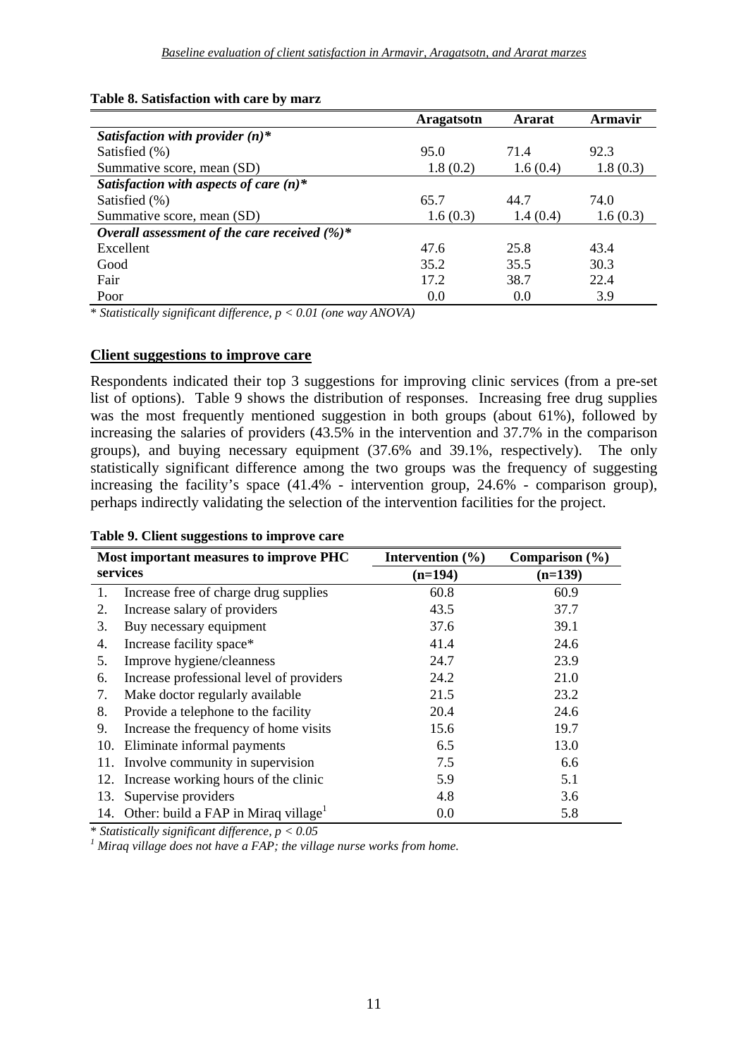**Table 8. Satisfaction with care by marz**

| | Aragatsotn | Ararat | Armavir |
|---|---|---|---|
| ***Satisfaction with provider (n)**** | | | |
| Satisfied (%) | 95.0 | 71.4 | 92.3 |
| Summative score, mean (SD) | 1.8 (0.2) | 1.6 (0.4) | 1.8 (0.3) |
| ***Satisfaction with aspects of care (n)**** | | | |
| Satisfied (%) | 65.7 | 44.7 | 74.0 |
| Summative score, mean (SD) | 1.6 (0.3) | 1.4 (0.4) | 1.6 (0.3) |
| ***Overall assessment of the care received (%)**** | | | |
| Excellent | 47.6 | 25.8 | 43.4 |
| Good | 35.2 | 35.5 | 30.3 |
| Fair | 17.2 | 38.7 | 22.4 |
| Poor | 0.0 | 0.0 | 3.9 |

*\* Statistically significant difference, $p < 0.01$ (one way ANOVA)*

## Client suggestions to improve care

Respondents indicated their top 3 suggestions for improving clinic services (from a pre-set list of options). Table 9 shows the distribution of responses. Increasing free drug supplies was the most frequently mentioned suggestion in both groups (about 61%), followed by increasing the salaries of providers (43.5% in the intervention and 37.7% in the comparison groups), and buying necessary equipment (37.6% and 39.1%, respectively). The only statistically significant difference among the two groups was the frequency of suggesting increasing the facility's space (41.4% - intervention group, 24.6% - comparison group), perhaps indirectly validating the selection of the intervention facilities for the project.

**Table 9. Client suggestions to improve care**

| Most important measures to improve PHC services | Intervention (%) (n=194) | Comparison (%) (n=139) |
|---|---|---|
| 1. Increase free of charge drug supplies | 60.8 | 60.9 |
| 2. Increase salary of providers | 43.5 | 37.7 |
| 3. Buy necessary equipment | 37.6 | 39.1 |
| 4. Increase facility space* | 41.4 | 24.6 |
| 5. Improve hygiene/cleanness | 24.7 | 23.9 |
| 6. Increase professional level of providers | 24.2 | 21.0 |
| 7. Make doctor regularly available | 21.5 | 23.2 |
| 8. Provide a telephone to the facility | 20.4 | 24.6 |
| 9. Increase the frequency of home visits | 15.6 | 19.7 |
| 10. Eliminate informal payments | 6.5 | 13.0 |
| 11. Involve community in supervision | 7.5 | 6.6 |
| 12. Increase working hours of the clinic | 5.9 | 5.1 |
| 13. Supervise providers | 4.8 | 3.6 |
| 14. Other: build a FAP in Miraq village[1] | 0.0 | 5.8 |

*\* Statistically significant difference, $p < 0.05$*

*[1] Miraq village does not have a FAP; the village nurse works from home.*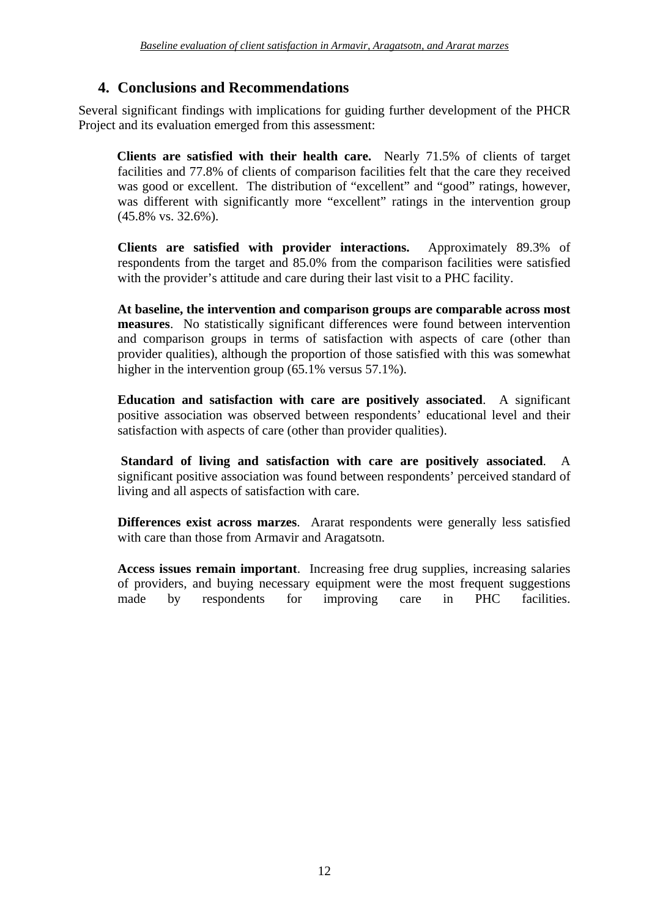## 4. Conclusions and Recommendations

Several significant findings with implications for guiding further development of the PHCR Project and its evaluation emerged from this assessment:

**Clients are satisfied with their health care.** Nearly 71.5% of clients of target facilities and 77.8% of clients of comparison facilities felt that the care they received was good or excellent. The distribution of "excellent" and "good" ratings, however, was different with significantly more "excellent" ratings in the intervention group (45.8% vs. 32.6%).

**Clients are satisfied with provider interactions.** Approximately 89.3% of respondents from the target and 85.0% from the comparison facilities were satisfied with the provider's attitude and care during their last visit to a PHC facility.

**At baseline, the intervention and comparison groups are comparable across most measures**. No statistically significant differences were found between intervention and comparison groups in terms of satisfaction with aspects of care (other than provider qualities), although the proportion of those satisfied with this was somewhat higher in the intervention group (65.1% versus 57.1%).

**Education and satisfaction with care are positively associated**. A significant positive association was observed between respondents' educational level and their satisfaction with aspects of care (other than provider qualities).

**Standard of living and satisfaction with care are positively associated**. A significant positive association was found between respondents' perceived standard of living and all aspects of satisfaction with care.

**Differences exist across marzes**. Ararat respondents were generally less satisfied with care than those from Armavir and Aragatsotn.

**Access issues remain important**. Increasing free drug supplies, increasing salaries of providers, and buying necessary equipment were the most frequent suggestions made by respondents for improving care in PHC facilities.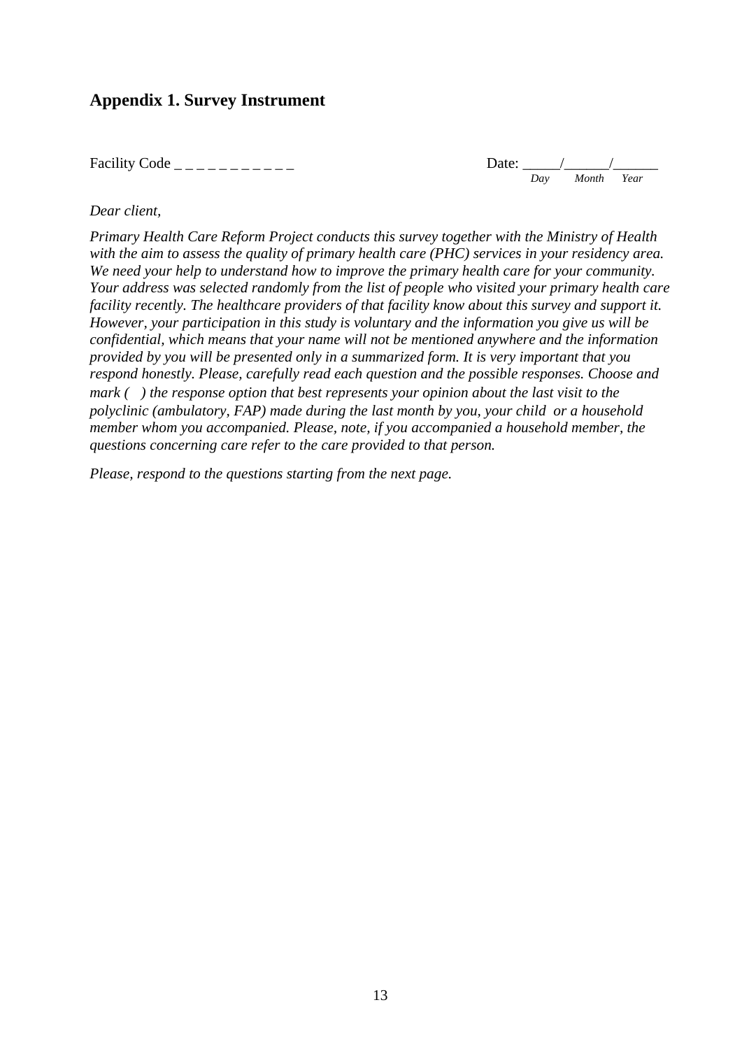## Appendix 1. Survey Instrument

Facility Code _ _ _ _ _ _ _ _ _ _ _

Date: _____/______/______
*Day Month Year*

*Dear client,*

*Primary Health Care Reform Project conducts this survey together with the Ministry of Health with the aim to assess the quality of primary health care (PHC) services in your residency area. We need your help to understand how to improve the primary health care for your community. Your address was selected randomly from the list of people who visited your primary health care facility recently. The healthcare providers of that facility know about this survey and support it. However, your participation in this study is voluntary and the information you give us will be confidential, which means that your name will not be mentioned anywhere and the information provided by you will be presented only in a summarized form. It is very important that you respond honestly. Please, carefully read each question and the possible responses. Choose and mark (   ) the response option that best represents your opinion about the last visit to the polyclinic (ambulatory, FAP) made during the last month by you, your child or a household member whom you accompanied. Please, note, if you accompanied a household member, the questions concerning care refer to the care provided to that person.*

*Please, respond to the questions starting from the next page.*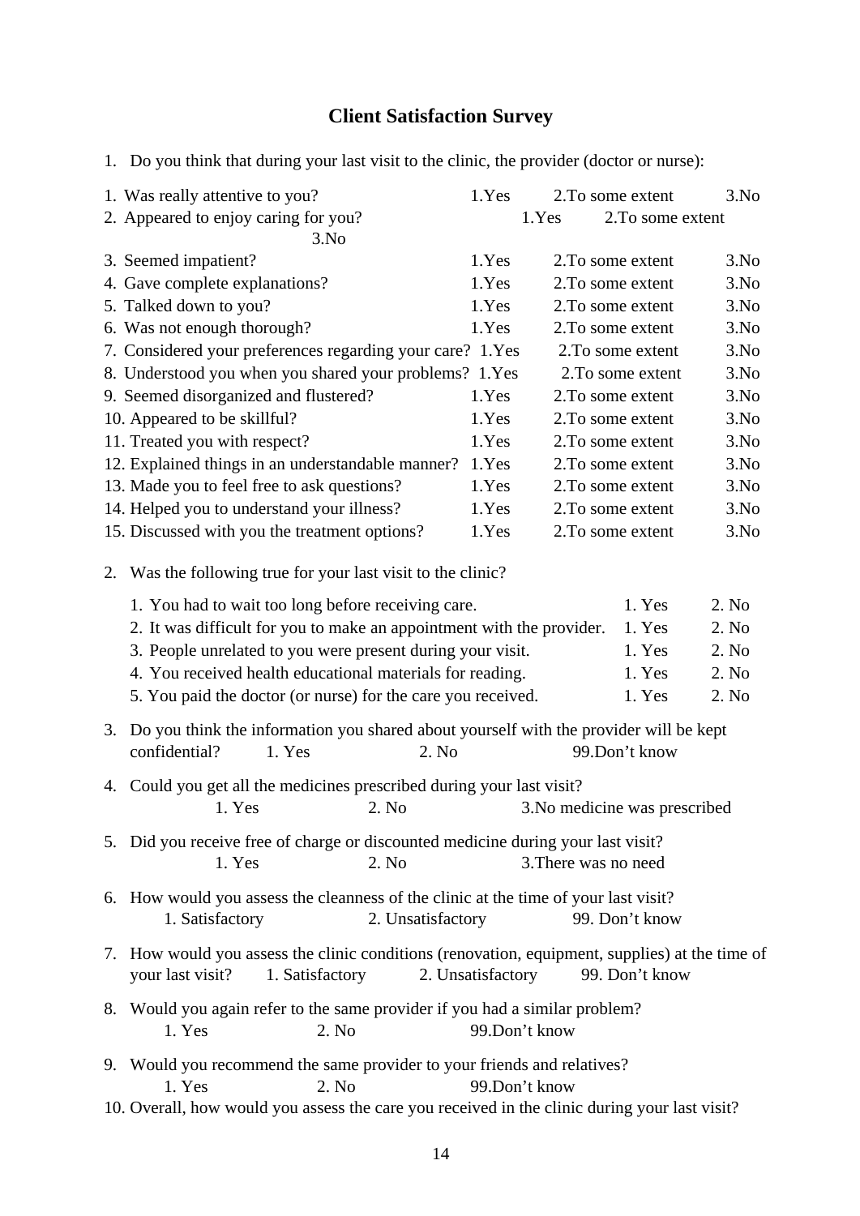## Client Satisfaction Survey

1. Do you think that during your last visit to the clinic, the provider (doctor or nurse):

| | | | |
|---|---|---|---|
| 1. Was really attentive to you? | 1.Yes | 2.To some extent | 3.No |
| 2. Appeared to enjoy caring for you? | 1.Yes | 2.To some extent | 3.No |
| 3. Seemed impatient? | 1.Yes | 2.To some extent | 3.No |
| 4. Gave complete explanations? | 1.Yes | 2.To some extent | 3.No |
| 5. Talked down to you? | 1.Yes | 2.To some extent | 3.No |
| 6. Was not enough thorough? | 1.Yes | 2.To some extent | 3.No |
| 7. Considered your preferences regarding your care? | 1.Yes | 2.To some extent | 3.No |
| 8. Understood you when you shared your problems? | 1.Yes | 2.To some extent | 3.No |
| 9. Seemed disorganized and flustered? | 1.Yes | 2.To some extent | 3.No |
| 10. Appeared to be skillful? | 1.Yes | 2.To some extent | 3.No |
| 11. Treated you with respect? | 1.Yes | 2.To some extent | 3.No |
| 12. Explained things in an understandable manner? | 1.Yes | 2.To some extent | 3.No |
| 13. Made you to feel free to ask questions? | 1.Yes | 2.To some extent | 3.No |
| 14. Helped you to understand your illness? | 1.Yes | 2.To some extent | 3.No |
| 15. Discussed with you the treatment options? | 1.Yes | 2.To some extent | 3.No |

2. Was the following true for your last visit to the clinic?

| | | |
|---|---|---|
| 1. You had to wait too long before receiving care. | 1. Yes | 2. No |
| 2. It was difficult for you to make an appointment with the provider. | 1. Yes | 2. No |
| 3. People unrelated to you were present during your visit. | 1. Yes | 2. No |
| 4. You received health educational materials for reading. | 1. Yes | 2. No |
| 5. You paid the doctor (or nurse) for the care you received. | 1. Yes | 2. No |

3. Do you think the information you shared about yourself with the provider will be kept confidential? 1. Yes 2. No 99.Don't know

4. Could you get all the medicines prescribed during your last visit?
   1. Yes 2. No 3.No medicine was prescribed

5. Did you receive free of charge or discounted medicine during your last visit?
   1. Yes 2. No 3.There was no need

6. How would you assess the cleanness of the clinic at the time of your last visit?
   1. Satisfactory 2. Unsatisfactory 99. Don't know

7. How would you assess the clinic conditions (renovation, equipment, supplies) at the time of your last visit? 1. Satisfactory 2. Unsatisfactory 99. Don't know

8. Would you again refer to the same provider if you had a similar problem?
   1. Yes 2. No 99.Don't know

9. Would you recommend the same provider to your friends and relatives?
   1. Yes 2. No 99.Don't know

10. Overall, how would you assess the care you received in the clinic during your last visit?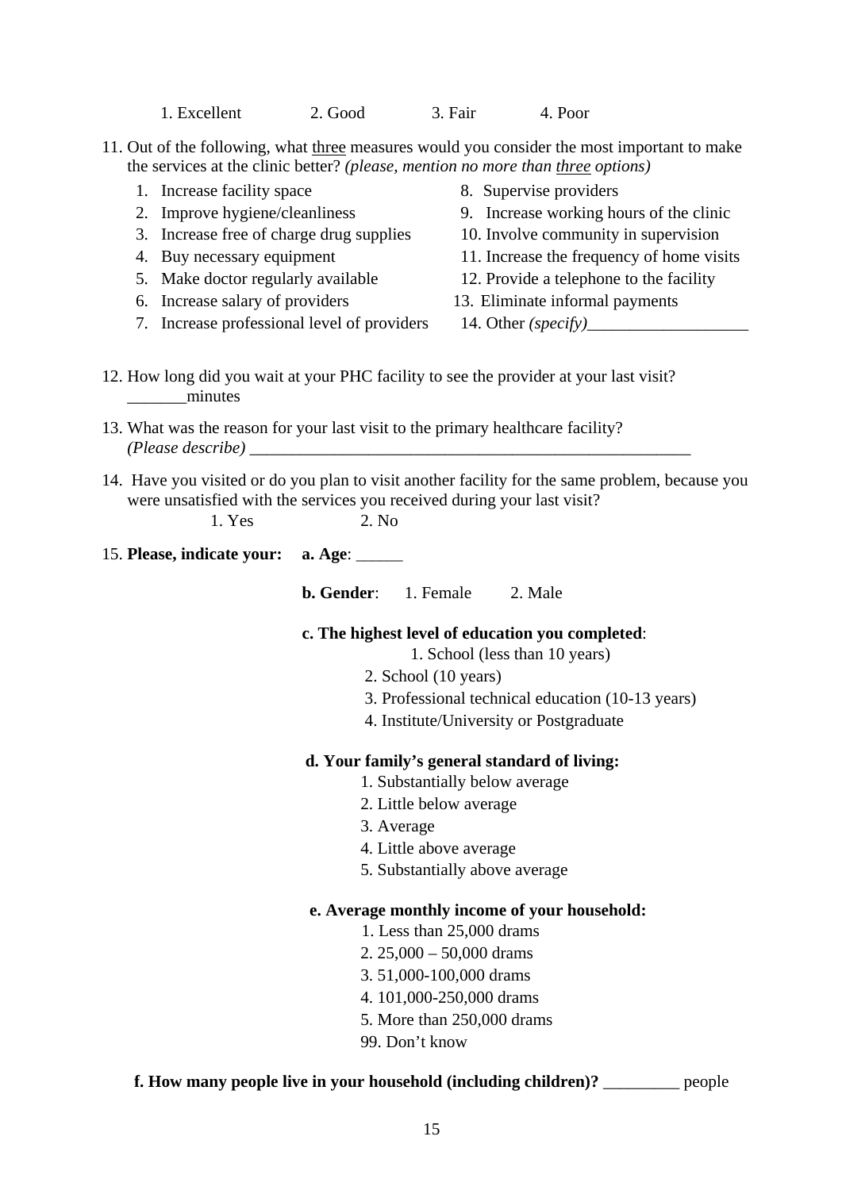1. Excellent 2. Good 3. Fair 4. Poor

11. Out of the following, what <u>three</u> measures would you consider the most important to make the services at the clinic better? *(please, mention no more than <u>three</u> options)*

    1. Increase facility space
    2. Improve hygiene/cleanliness
    3. Increase free of charge drug supplies
    4. Buy necessary equipment
    5. Make doctor regularly available
    6. Increase salary of providers
    7. Increase professional level of providers
    8. Supervise providers
    9. Increase working hours of the clinic
    10. Involve community in supervision
    11. Increase the frequency of home visits
    12. Provide a telephone to the facility
    13. Eliminate informal payments
    14. Other *(specify)*___________________

12. How long did you wait at your PHC facility to see the provider at your last visit? _______minutes

13. What was the reason for your last visit to the primary healthcare facility? *(Please describe)* _____________________________________________________

14. Have you visited or do you plan to visit another facility for the same problem, because you were unsatisfied with the services you received during your last visit?

    1. Yes 2. No

15. **Please, indicate your:** **a. Age**: ______

    **b. Gender**: 1. Female 2. Male

    **c. The highest level of education you completed**:
    1. School (less than 10 years)
    2. School (10 years)
    3. Professional technical education (10-13 years)
    4. Institute/University or Postgraduate

    **d. Your family's general standard of living:**
    1. Substantially below average
    2. Little below average
    3. Average
    4. Little above average
    5. Substantially above average

    **e. Average monthly income of your household:**
    1. Less than 25,000 drams
    2. 25,000 – 50,000 drams
    3. 51,000-100,000 drams
    4. 101,000-250,000 drams
    5. More than 250,000 drams
    99. Don't know

    **f. How many people live in your household (including children)?** _________ people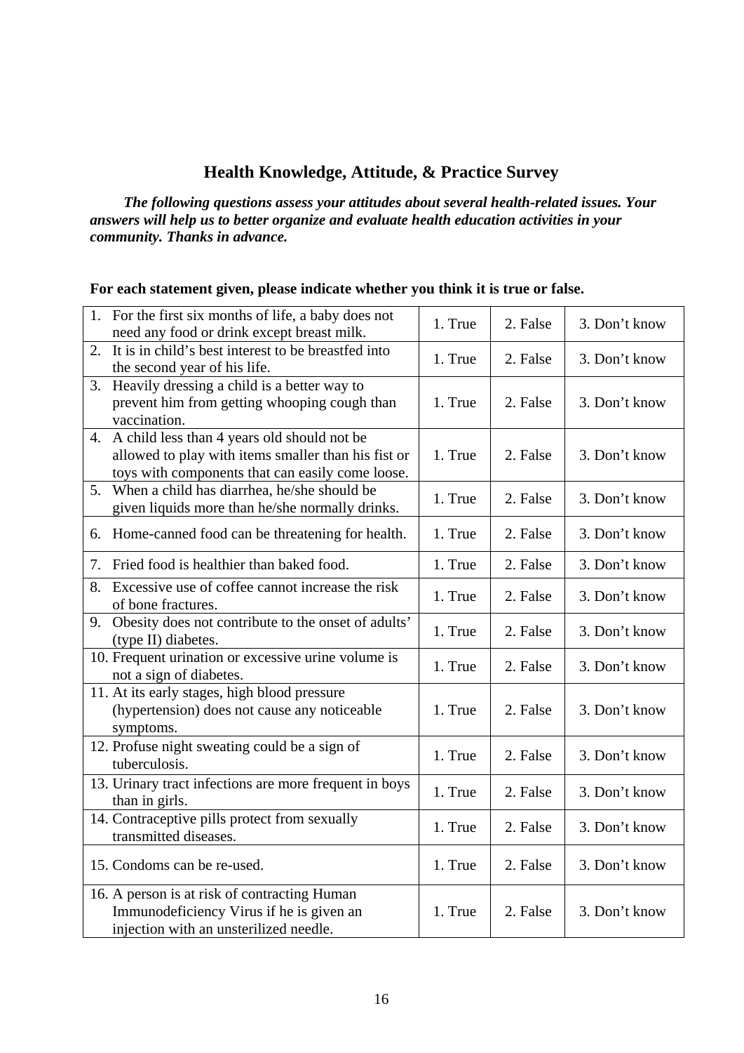## Health Knowledge, Attitude, & Practice Survey

***The following questions assess your attitudes about several health-related issues. Your answers will help us to better organize and evaluate health education activities in your community. Thanks in advance.***

**For each statement given, please indicate whether you think it is true or false.**

| Statement | | | |
|---|---|---|---|
| 1. For the first six months of life, a baby does not need any food or drink except breast milk. | 1. True | 2. False | 3. Don't know |
| 2. It is in child's best interest to be breastfed into the second year of his life. | 1. True | 2. False | 3. Don't know |
| 3. Heavily dressing a child is a better way to prevent him from getting whooping cough than vaccination. | 1. True | 2. False | 3. Don't know |
| 4. A child less than 4 years old should not be allowed to play with items smaller than his fist or toys with components that can easily come loose. | 1. True | 2. False | 3. Don't know |
| 5. When a child has diarrhea, he/she should be given liquids more than he/she normally drinks. | 1. True | 2. False | 3. Don't know |
| 6. Home-canned food can be threatening for health. | 1. True | 2. False | 3. Don't know |
| 7. Fried food is healthier than baked food. | 1. True | 2. False | 3. Don't know |
| 8. Excessive use of coffee cannot increase the risk of bone fractures. | 1. True | 2. False | 3. Don't know |
| 9. Obesity does not contribute to the onset of adults' (type II) diabetes. | 1. True | 2. False | 3. Don't know |
| 10. Frequent urination or excessive urine volume is not a sign of diabetes. | 1. True | 2. False | 3. Don't know |
| 11. At its early stages, high blood pressure (hypertension) does not cause any noticeable symptoms. | 1. True | 2. False | 3. Don't know |
| 12. Profuse night sweating could be a sign of tuberculosis. | 1. True | 2. False | 3. Don't know |
| 13. Urinary tract infections are more frequent in boys than in girls. | 1. True | 2. False | 3. Don't know |
| 14. Contraceptive pills protect from sexually transmitted diseases. | 1. True | 2. False | 3. Don't know |
| 15. Condoms can be re-used. | 1. True | 2. False | 3. Don't know |
| 16. A person is at risk of contracting Human Immunodeficiency Virus if he is given an injection with an unsterilized needle. | 1. True | 2. False | 3. Don't know |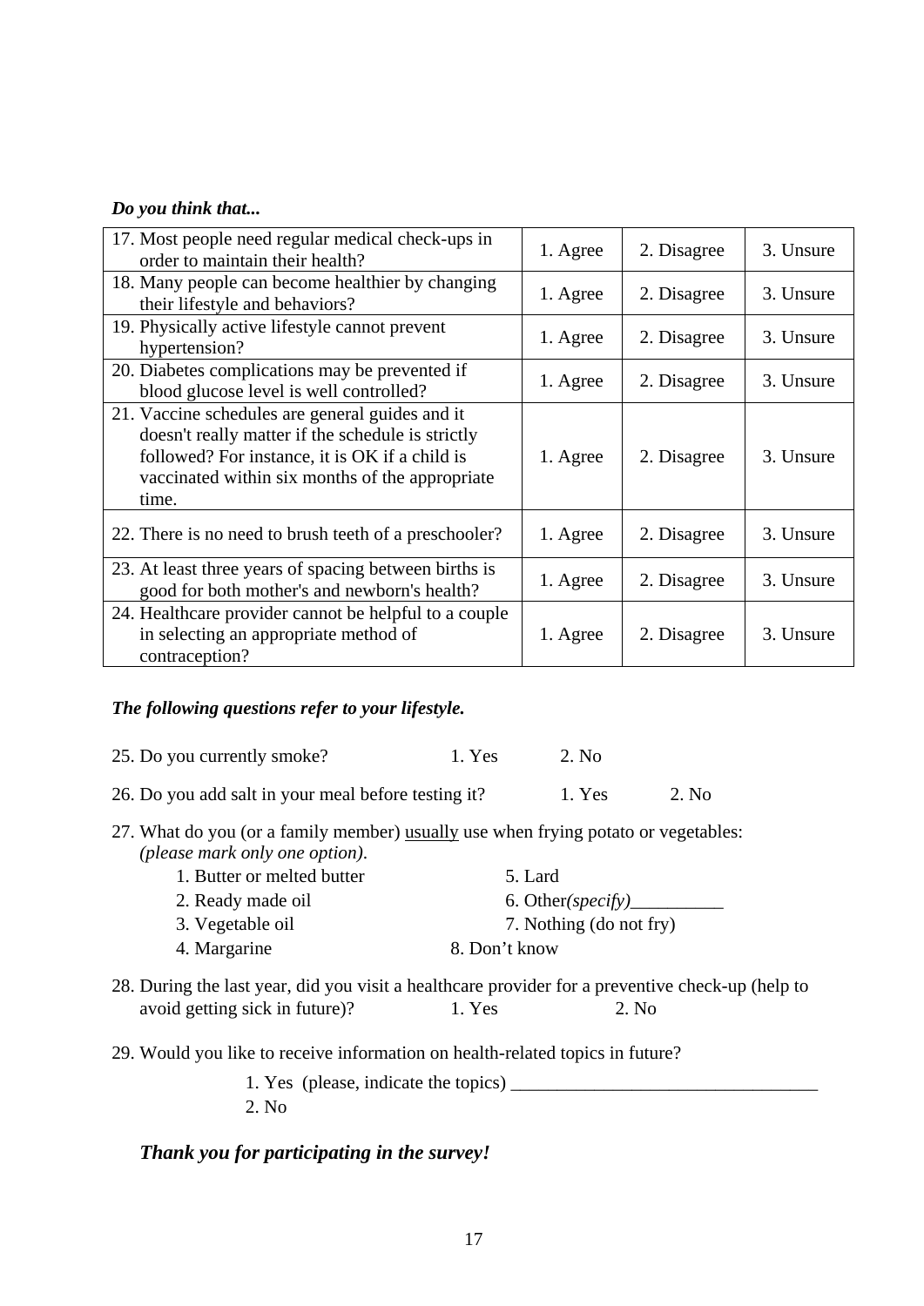***Do you think that...***

| | | | |
|---|---|---|---|
| 17. Most people need regular medical check-ups in order to maintain their health? | 1. Agree | 2. Disagree | 3. Unsure |
| 18. Many people can become healthier by changing their lifestyle and behaviors? | 1. Agree | 2. Disagree | 3. Unsure |
| 19. Physically active lifestyle cannot prevent hypertension? | 1. Agree | 2. Disagree | 3. Unsure |
| 20. Diabetes complications may be prevented if blood glucose level is well controlled? | 1. Agree | 2. Disagree | 3. Unsure |
| 21. Vaccine schedules are general guides and it doesn't really matter if the schedule is strictly followed? For instance, it is OK if a child is vaccinated within six months of the appropriate time. | 1. Agree | 2. Disagree | 3. Unsure |
| 22. There is no need to brush teeth of a preschooler? | 1. Agree | 2. Disagree | 3. Unsure |
| 23. At least three years of spacing between births is good for both mother's and newborn's health? | 1. Agree | 2. Disagree | 3. Unsure |
| 24. Healthcare provider cannot be helpful to a couple in selecting an appropriate method of contraception? | 1. Agree | 2. Disagree | 3. Unsure |

***The following questions refer to your lifestyle.***

25. Do you currently smoke? 1. Yes 2. No

26. Do you add salt in your meal before testing it? 1. Yes 2. No

27. What do you (or a family member) <u>usually</u> use when frying potato or vegetables: *(please mark only one option)*.
    1. Butter or melted butter
    2. Ready made oil
    3. Vegetable oil
    4. Margarine
    5. Lard
    6. Other*(specify)*__________
    7. Nothing (do not fry)
    8. Don't know

28. During the last year, did you visit a healthcare provider for a preventive check-up (help to avoid getting sick in future)? 1. Yes 2. No

29. Would you like to receive information on health-related topics in future?
    1. Yes (please, indicate the topics) _________________________________
    2. No

***Thank you for participating in the survey!***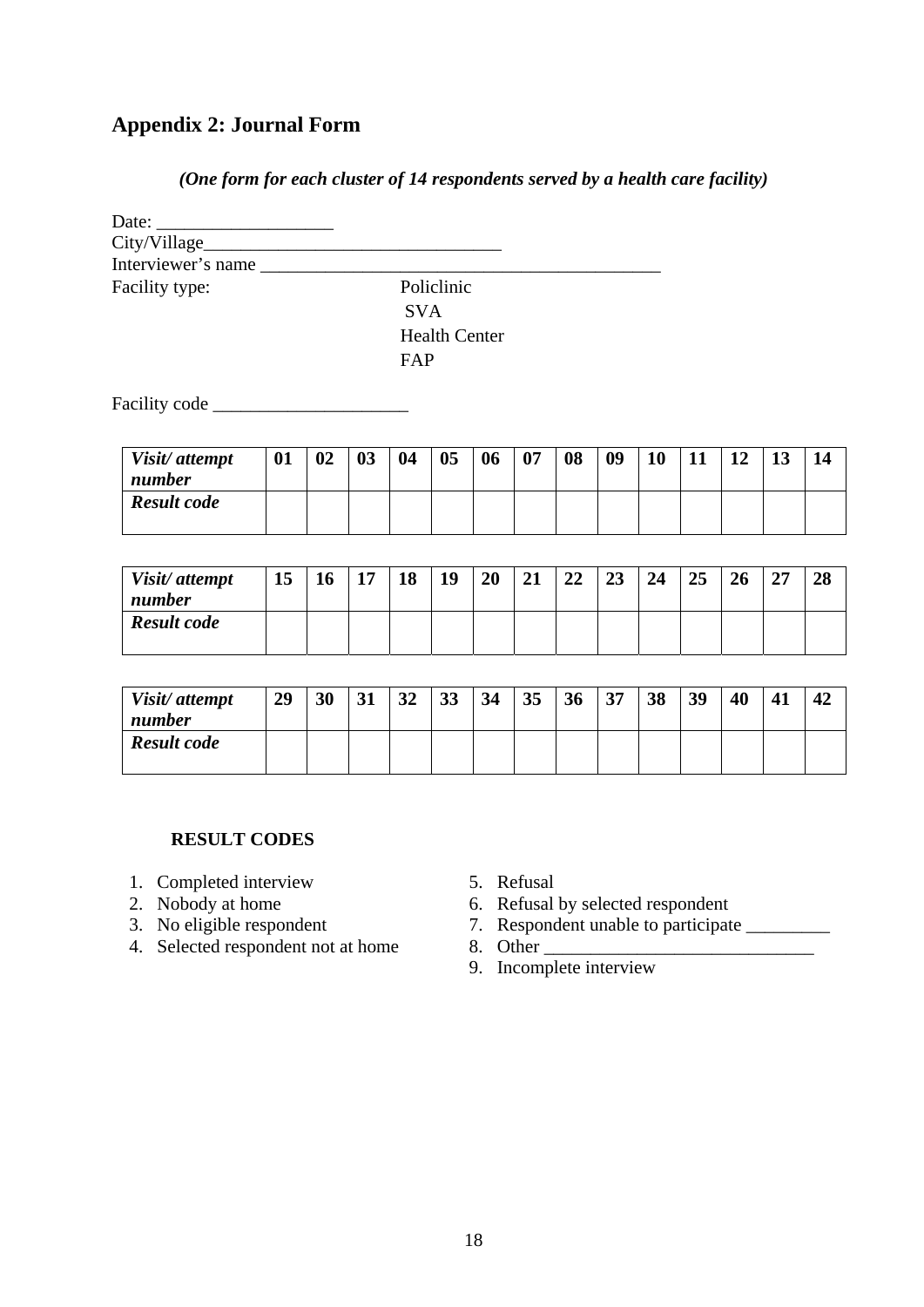## Appendix 2: Journal Form

***(One form for each cluster of 14 respondents served by a health care facility)***

Date: ___________________
City/Village________________________________
Interviewer's name ___________________________________________
Facility type: Policlinic
SVA
Health Center
FAP

Facility code _____________________

| ***Visit/ attempt number*** | **01** | **02** | **03** | **04** | **05** | **06** | **07** | **08** | **09** | **10** | **11** | **12** | **13** | **14** |
|---|---|---|---|---|---|---|---|---|---|---|---|---|---|---|
| ***Result code*** | | | | | | | | | | | | | | |

| ***Visit/ attempt number*** | **15** | **16** | **17** | **18** | **19** | **20** | **21** | **22** | **23** | **24** | **25** | **26** | **27** | **28** |
|---|---|---|---|---|---|---|---|---|---|---|---|---|---|---|
| ***Result code*** | | | | | | | | | | | | | | |

| ***Visit/ attempt number*** | **29** | **30** | **31** | **32** | **33** | **34** | **35** | **36** | **37** | **38** | **39** | **40** | **41** | **42** |
|---|---|---|---|---|---|---|---|---|---|---|---|---|---|---|
| ***Result code*** | | | | | | | | | | | | | | |

**RESULT CODES**

1. Completed interview
2. Nobody at home
3. No eligible respondent
4. Selected respondent not at home
5. Refusal
6. Refusal by selected respondent
7. Respondent unable to participate _________
8. Other _____________________________
9. Incomplete interview